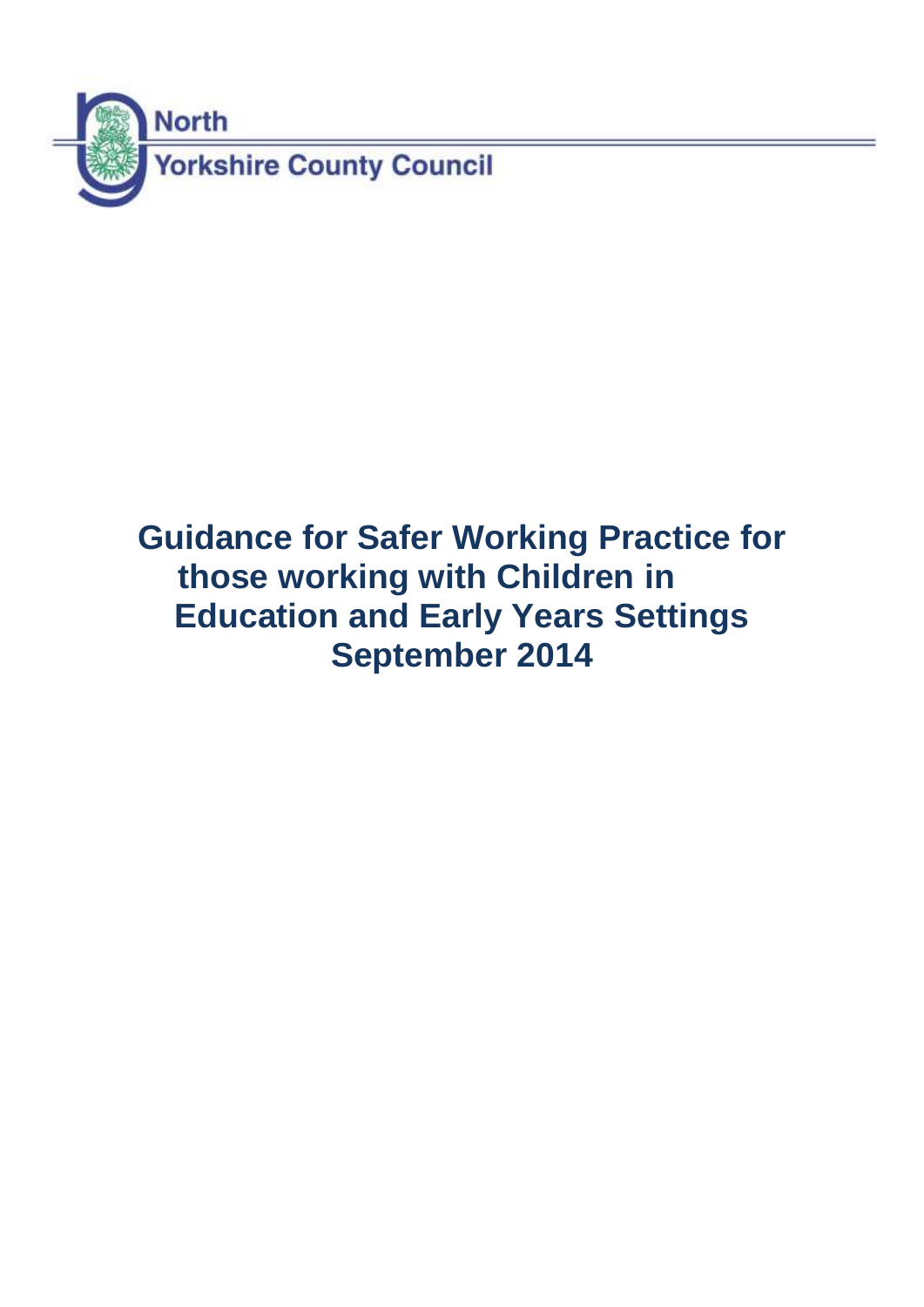North

Yorkshire County Council

# Guidance for Safer Working Practice for those working with Children in Education and Early Years Settings September 2014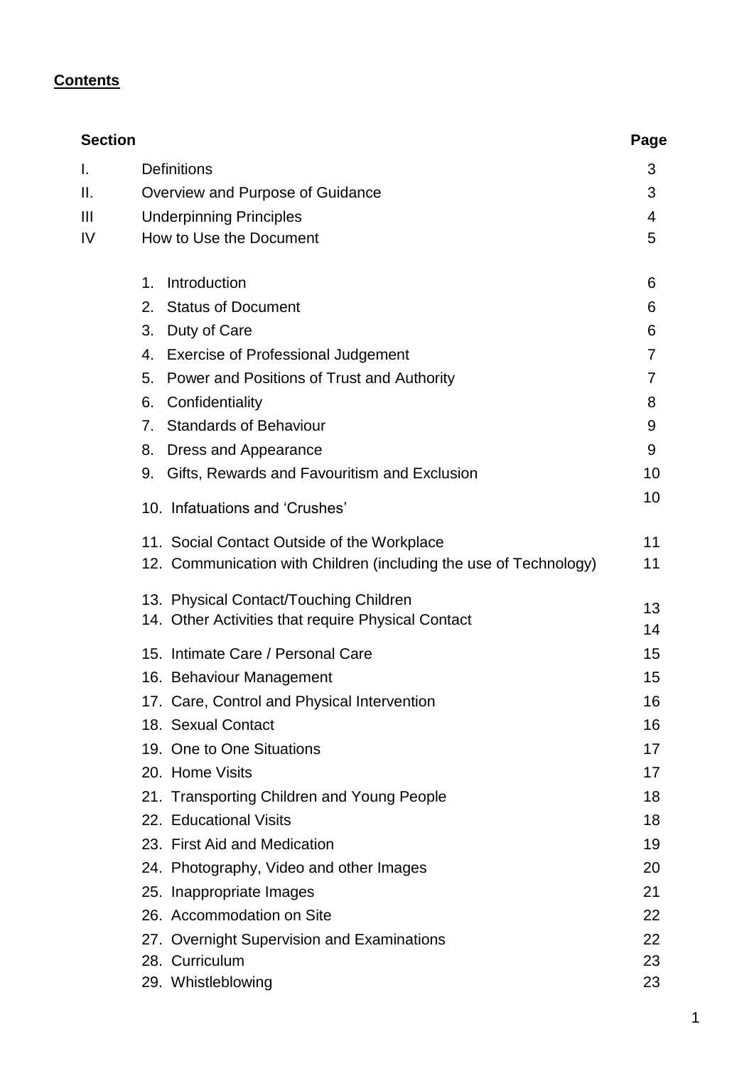## Contents

| Section | | Page |
|---|---|---|
| I. | Definitions | 3 |
| II. | Overview and Purpose of Guidance | 3 |
| III | Underpinning Principles | 4 |
| IV | How to Use the Document | 5 |
| | 1. Introduction | 6 |
| | 2. Status of Document | 6 |
| | 3. Duty of Care | 6 |
| | 4. Exercise of Professional Judgement | 7 |
| | 5. Power and Positions of Trust and Authority | 7 |
| | 6. Confidentiality | 8 |
| | 7. Standards of Behaviour | 9 |
| | 8. Dress and Appearance | 9 |
| | 9. Gifts, Rewards and Favouritism and Exclusion | 10 |
| | 10. Infatuations and 'Crushes' | 10 |
| | 11. Social Contact Outside of the Workplace | 11 |
| | 12. Communication with Children (including the use of Technology) | 11 |
| | 13. Physical Contact/Touching Children | 13 |
| | 14. Other Activities that require Physical Contact | 14 |
| | 15. Intimate Care / Personal Care | 15 |
| | 16. Behaviour Management | 15 |
| | 17. Care, Control and Physical Intervention | 16 |
| | 18. Sexual Contact | 16 |
| | 19. One to One Situations | 17 |
| | 20. Home Visits | 17 |
| | 21. Transporting Children and Young People | 18 |
| | 22. Educational Visits | 18 |
| | 23. First Aid and Medication | 19 |
| | 24. Photography, Video and other Images | 20 |
| | 25. Inappropriate Images | 21 |
| | 26. Accommodation on Site | 22 |
| | 27. Overnight Supervision and Examinations | 22 |
| | 28. Curriculum | 23 |
| | 29. Whistleblowing | 23 |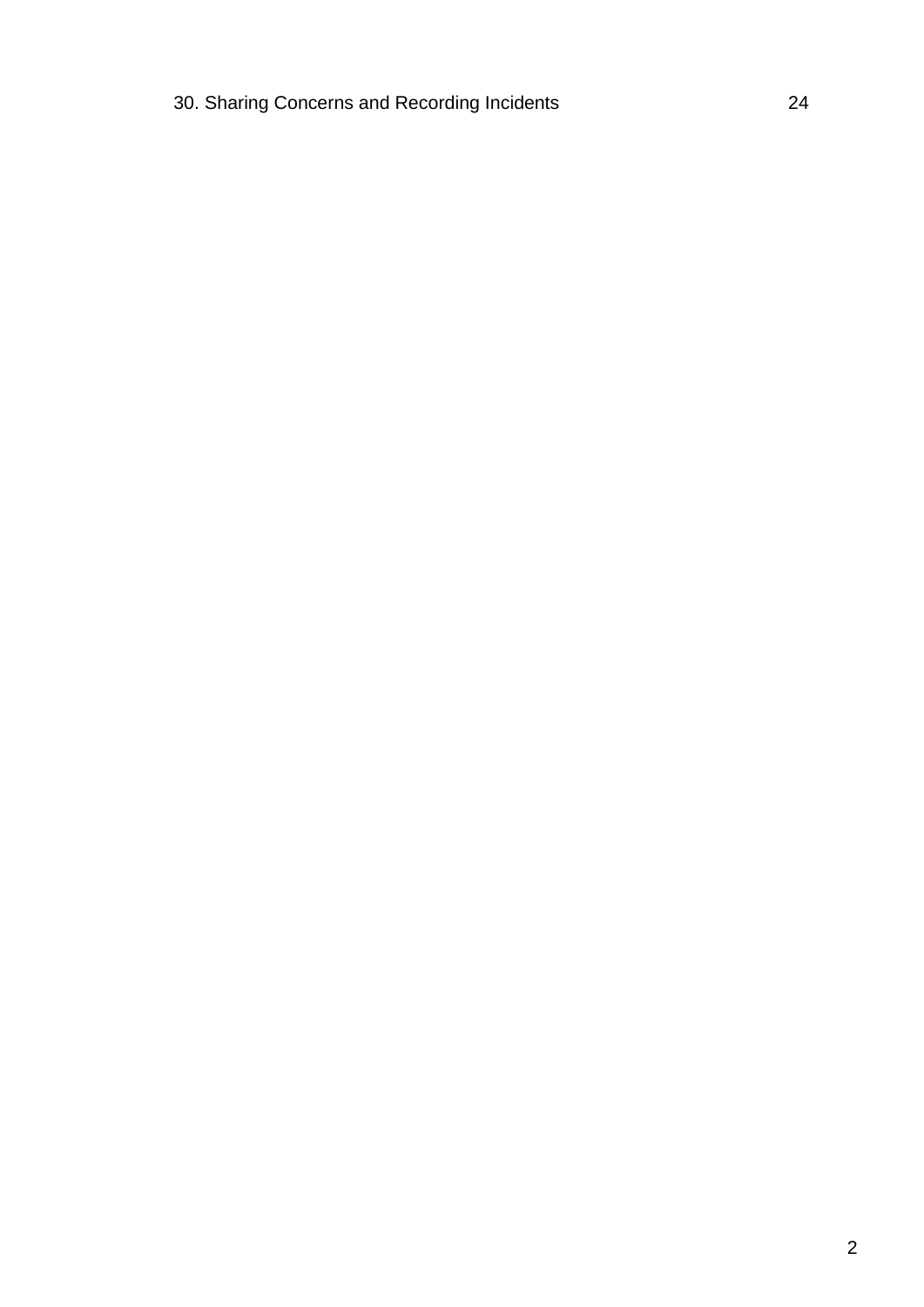30. Sharing Concerns and Recording Incidents 24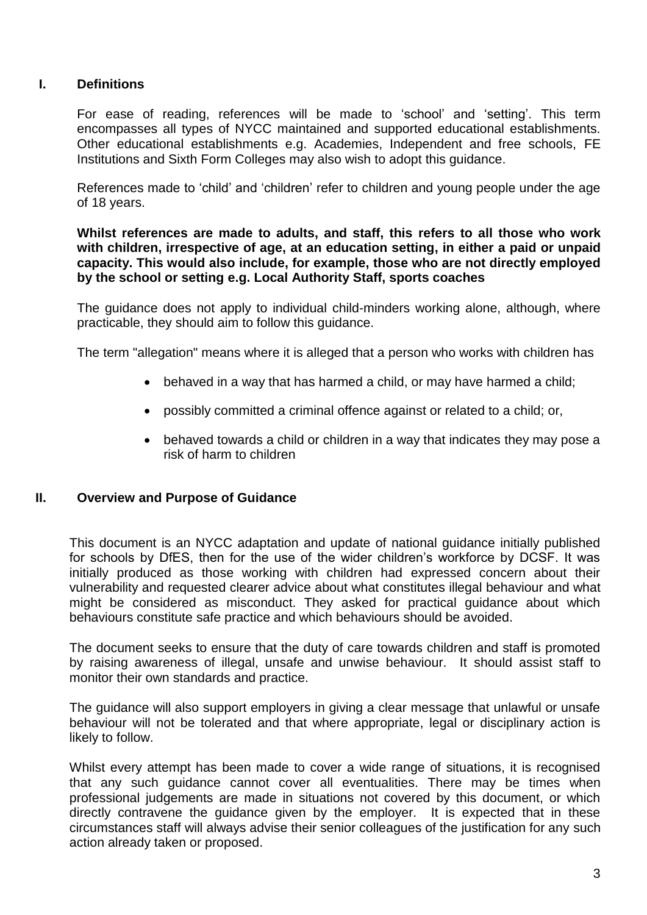## I. Definitions

For ease of reading, references will be made to 'school' and 'setting'. This term encompasses all types of NYCC maintained and supported educational establishments. Other educational establishments e.g. Academies, Independent and free schools, FE Institutions and Sixth Form Colleges may also wish to adopt this guidance.

References made to 'child' and 'children' refer to children and young people under the age of 18 years.

**Whilst references are made to adults, and staff, this refers to all those who work with children, irrespective of age, at an education setting, in either a paid or unpaid capacity. This would also include, for example, those who are not directly employed by the school or setting e.g. Local Authority Staff, sports coaches**

The guidance does not apply to individual child-minders working alone, although, where practicable, they should aim to follow this guidance.

The term "allegation" means where it is alleged that a person who works with children has

- behaved in a way that has harmed a child, or may have harmed a child;
- possibly committed a criminal offence against or related to a child; or,
- behaved towards a child or children in a way that indicates they may pose a risk of harm to children

## II. Overview and Purpose of Guidance

This document is an NYCC adaptation and update of national guidance initially published for schools by DfES, then for the use of the wider children's workforce by DCSF. It was initially produced as those working with children had expressed concern about their vulnerability and requested clearer advice about what constitutes illegal behaviour and what might be considered as misconduct. They asked for practical guidance about which behaviours constitute safe practice and which behaviours should be avoided.

The document seeks to ensure that the duty of care towards children and staff is promoted by raising awareness of illegal, unsafe and unwise behaviour. It should assist staff to monitor their own standards and practice.

The guidance will also support employers in giving a clear message that unlawful or unsafe behaviour will not be tolerated and that where appropriate, legal or disciplinary action is likely to follow.

Whilst every attempt has been made to cover a wide range of situations, it is recognised that any such guidance cannot cover all eventualities. There may be times when professional judgements are made in situations not covered by this document, or which directly contravene the guidance given by the employer. It is expected that in these circumstances staff will always advise their senior colleagues of the justification for any such action already taken or proposed.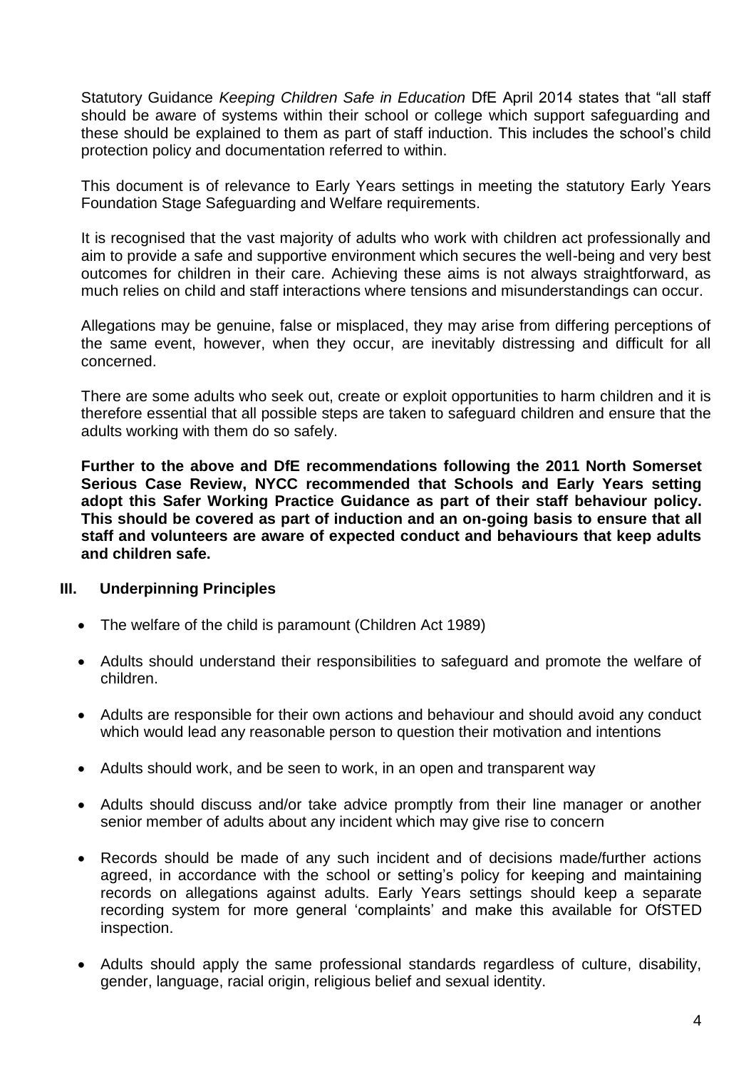Statutory Guidance *Keeping Children Safe in Education* DfE April 2014 states that "all staff should be aware of systems within their school or college which support safeguarding and these should be explained to them as part of staff induction. This includes the school's child protection policy and documentation referred to within.

This document is of relevance to Early Years settings in meeting the statutory Early Years Foundation Stage Safeguarding and Welfare requirements.

It is recognised that the vast majority of adults who work with children act professionally and aim to provide a safe and supportive environment which secures the well-being and very best outcomes for children in their care. Achieving these aims is not always straightforward, as much relies on child and staff interactions where tensions and misunderstandings can occur.

Allegations may be genuine, false or misplaced, they may arise from differing perceptions of the same event, however, when they occur, are inevitably distressing and difficult for all concerned.

There are some adults who seek out, create or exploit opportunities to harm children and it is therefore essential that all possible steps are taken to safeguard children and ensure that the adults working with them do so safely.

**Further to the above and DfE recommendations following the 2011 North Somerset Serious Case Review, NYCC recommended that Schools and Early Years setting adopt this Safer Working Practice Guidance as part of their staff behaviour policy. This should be covered as part of induction and an on-going basis to ensure that all staff and volunteers are aware of expected conduct and behaviours that keep adults and children safe.**

## III. Underpinning Principles

- The welfare of the child is paramount (Children Act 1989)
- Adults should understand their responsibilities to safeguard and promote the welfare of children.
- Adults are responsible for their own actions and behaviour and should avoid any conduct which would lead any reasonable person to question their motivation and intentions
- Adults should work, and be seen to work, in an open and transparent way
- Adults should discuss and/or take advice promptly from their line manager or another senior member of adults about any incident which may give rise to concern
- Records should be made of any such incident and of decisions made/further actions agreed, in accordance with the school or setting's policy for keeping and maintaining records on allegations against adults. Early Years settings should keep a separate recording system for more general 'complaints' and make this available for OfSTED inspection.
- Adults should apply the same professional standards regardless of culture, disability, gender, language, racial origin, religious belief and sexual identity.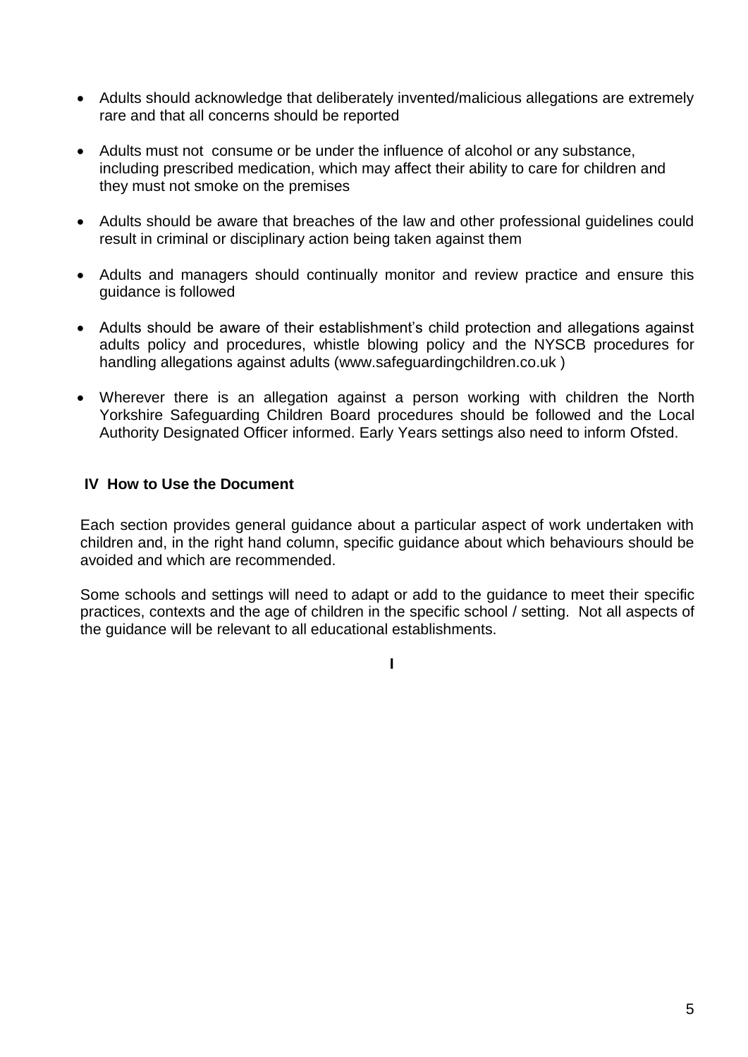- Adults should acknowledge that deliberately invented/malicious allegations are extremely rare and that all concerns should be reported

- Adults must not consume or be under the influence of alcohol or any substance, including prescribed medication, which may affect their ability to care for children and they must not smoke on the premises

- Adults should be aware that breaches of the law and other professional guidelines could result in criminal or disciplinary action being taken against them

- Adults and managers should continually monitor and review practice and ensure this guidance is followed

- Adults should be aware of their establishment's child protection and allegations against adults policy and procedures, whistle blowing policy and the NYSCB procedures for handling allegations against adults (www.safeguardingchildren.co.uk )

- Wherever there is an allegation against a person working with children the North Yorkshire Safeguarding Children Board procedures should be followed and the Local Authority Designated Officer informed. Early Years settings also need to inform Ofsted.

## IV How to Use the Document

Each section provides general guidance about a particular aspect of work undertaken with children and, in the right hand column, specific guidance about which behaviours should be avoided and which are recommended.

Some schools and settings will need to adapt or add to the guidance to meet their specific practices, contexts and the age of children in the specific school / setting. Not all aspects of the guidance will be relevant to all educational establishments.

I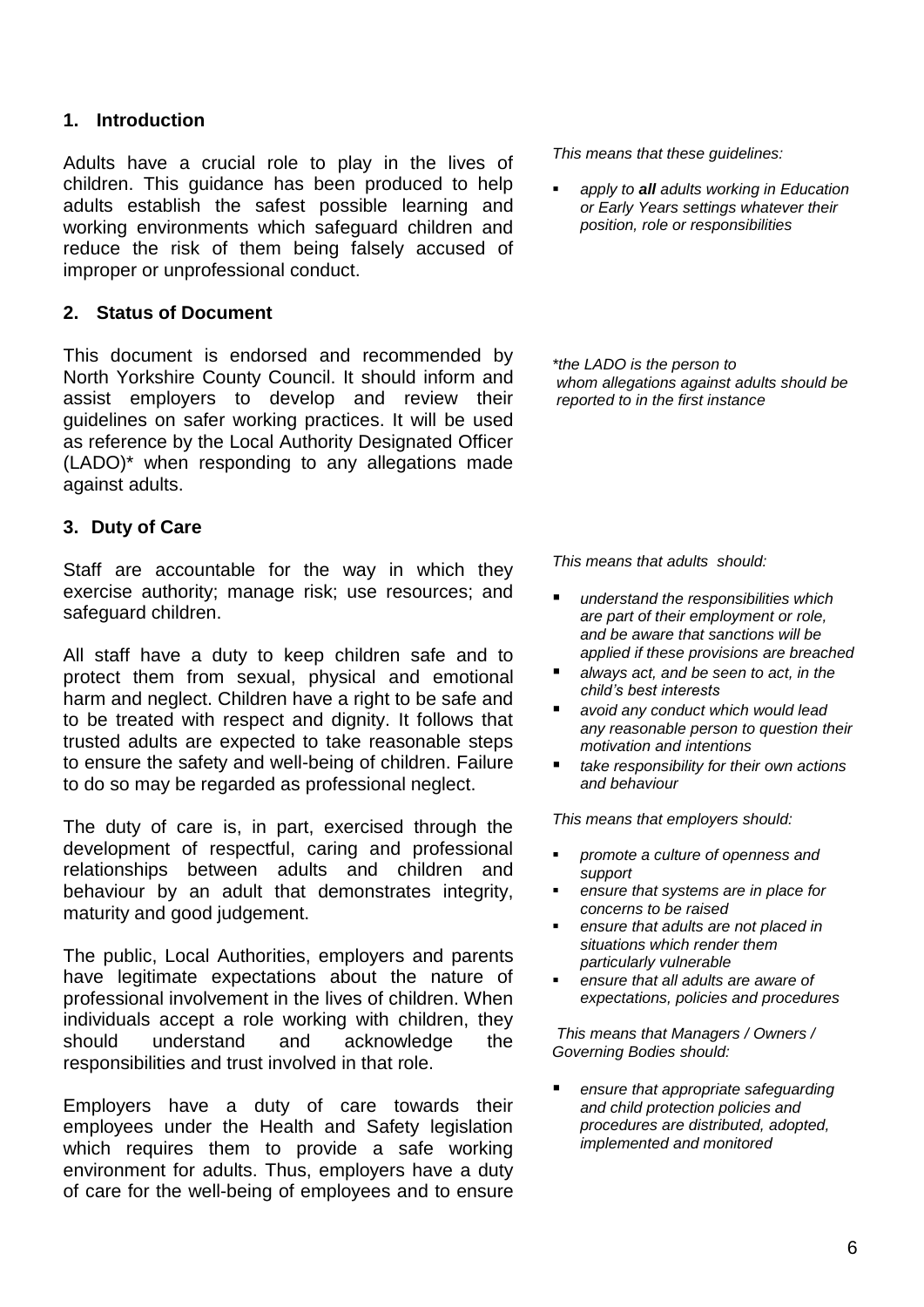## 1. Introduction

Adults have a crucial role to play in the lives of children. This guidance has been produced to help adults establish the safest possible learning and working environments which safeguard children and reduce the risk of them being falsely accused of improper or unprofessional conduct.

*This means that these guidelines:*

- *apply to **all** adults working in Education or Early Years settings whatever their position, role or responsibilities*

## 2. Status of Document

This document is endorsed and recommended by North Yorkshire County Council. It should inform and assist employers to develop and review their guidelines on safer working practices. It will be used as reference by the Local Authority Designated Officer (LADO)* when responding to any allegations made against adults.

**the LADO is the person to whom allegations against adults should be reported to in the first instance*

## 3. Duty of Care

Staff are accountable for the way in which they exercise authority; manage risk; use resources; and safeguard children.

All staff have a duty to keep children safe and to protect them from sexual, physical and emotional harm and neglect. Children have a right to be safe and to be treated with respect and dignity. It follows that trusted adults are expected to take reasonable steps to ensure the safety and well-being of children. Failure to do so may be regarded as professional neglect.

The duty of care is, in part, exercised through the development of respectful, caring and professional relationships between adults and children and behaviour by an adult that demonstrates integrity, maturity and good judgement.

The public, Local Authorities, employers and parents have legitimate expectations about the nature of professional involvement in the lives of children. When individuals accept a role working with children, they should understand and acknowledge the responsibilities and trust involved in that role.

Employers have a duty of care towards their employees under the Health and Safety legislation which requires them to provide a safe working environment for adults. Thus, employers have a duty of care for the well-being of employees and to ensure

*This means that adults should:*

- *understand the responsibilities which are part of their employment or role, and be aware that sanctions will be applied if these provisions are breached*
- *always act, and be seen to act, in the child's best interests*
- *avoid any conduct which would lead any reasonable person to question their motivation and intentions*
- *take responsibility for their own actions and behaviour*

*This means that employers should:*

- *promote a culture of openness and support*
- *ensure that systems are in place for concerns to be raised*
- *ensure that adults are not placed in situations which render them particularly vulnerable*
- *ensure that all adults are aware of expectations, policies and procedures*

*This means that Managers / Owners / Governing Bodies should:*

- *ensure that appropriate safeguarding and child protection policies and procedures are distributed, adopted, implemented and monitored*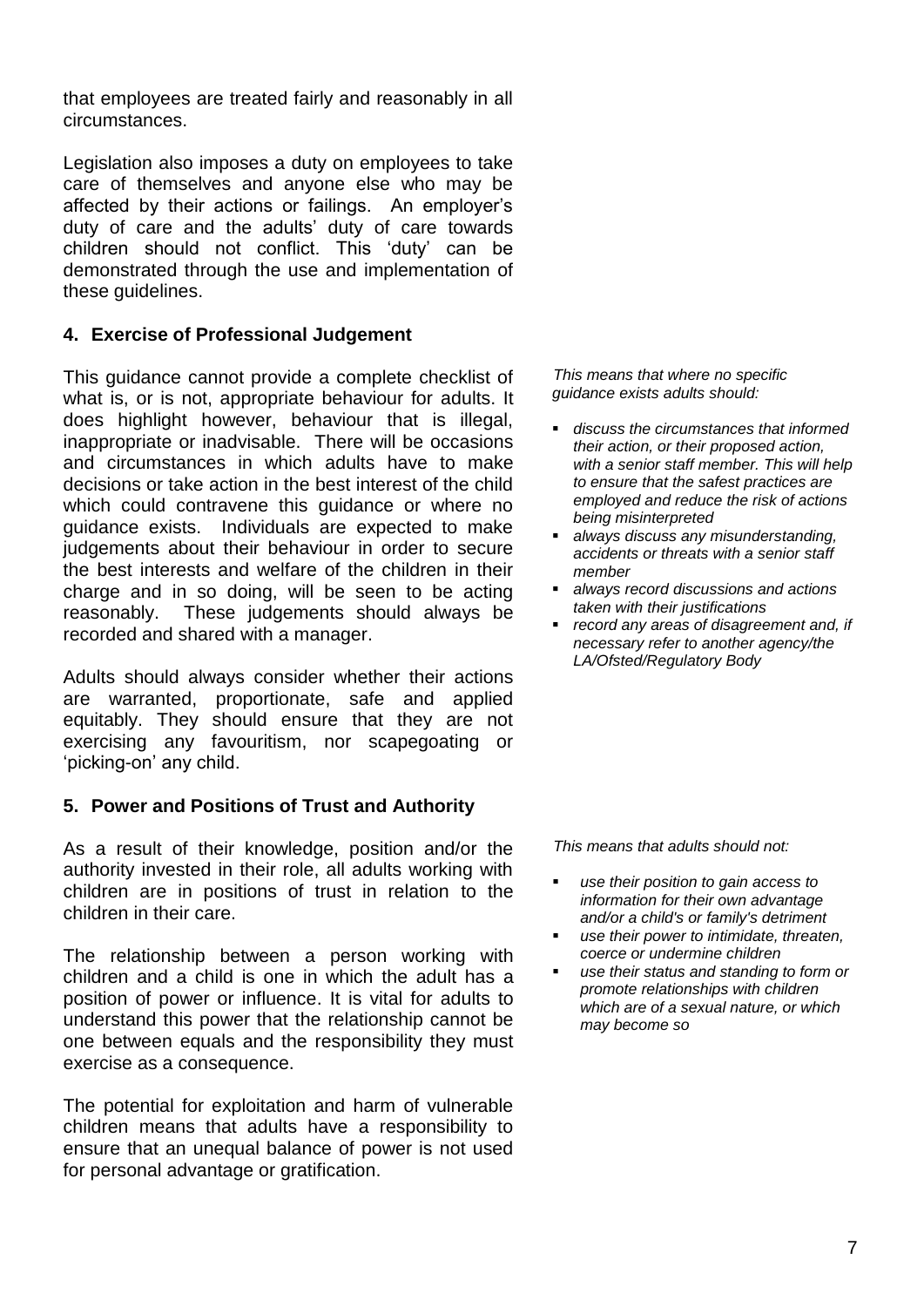that employees are treated fairly and reasonably in all circumstances.

Legislation also imposes a duty on employees to take care of themselves and anyone else who may be affected by their actions or failings. An employer's duty of care and the adults' duty of care towards children should not conflict. This 'duty' can be demonstrated through the use and implementation of these guidelines.

## 4. Exercise of Professional Judgement

This guidance cannot provide a complete checklist of what is, or is not, appropriate behaviour for adults. It does highlight however, behaviour that is illegal, inappropriate or inadvisable. There will be occasions and circumstances in which adults have to make decisions or take action in the best interest of the child which could contravene this guidance or where no guidance exists. Individuals are expected to make judgements about their behaviour in order to secure the best interests and welfare of the children in their charge and in so doing, will be seen to be acting reasonably. These judgements should always be recorded and shared with a manager.

Adults should always consider whether their actions are warranted, proportionate, safe and applied equitably. They should ensure that they are not exercising any favouritism, nor scapegoating or 'picking-on' any child.

*This means that where no specific guidance exists adults should:*

- *discuss the circumstances that informed their action, or their proposed action, with a senior staff member. This will help to ensure that the safest practices are employed and reduce the risk of actions being misinterpreted*
- *always discuss any misunderstanding, accidents or threats with a senior staff member*
- *always record discussions and actions taken with their justifications*
- *record any areas of disagreement and, if necessary refer to another agency/the LA/Ofsted/Regulatory Body*

## 5. Power and Positions of Trust and Authority

As a result of their knowledge, position and/or the authority invested in their role, all adults working with children are in positions of trust in relation to the children in their care.

The relationship between a person working with children and a child is one in which the adult has a position of power or influence. It is vital for adults to understand this power that the relationship cannot be one between equals and the responsibility they must exercise as a consequence.

The potential for exploitation and harm of vulnerable children means that adults have a responsibility to ensure that an unequal balance of power is not used for personal advantage or gratification.

*This means that adults should not:*

- *use their position to gain access to information for their own advantage and/or a child's or family's detriment*
- *use their power to intimidate, threaten, coerce or undermine children*
- *use their status and standing to form or promote relationships with children which are of a sexual nature, or which may become so*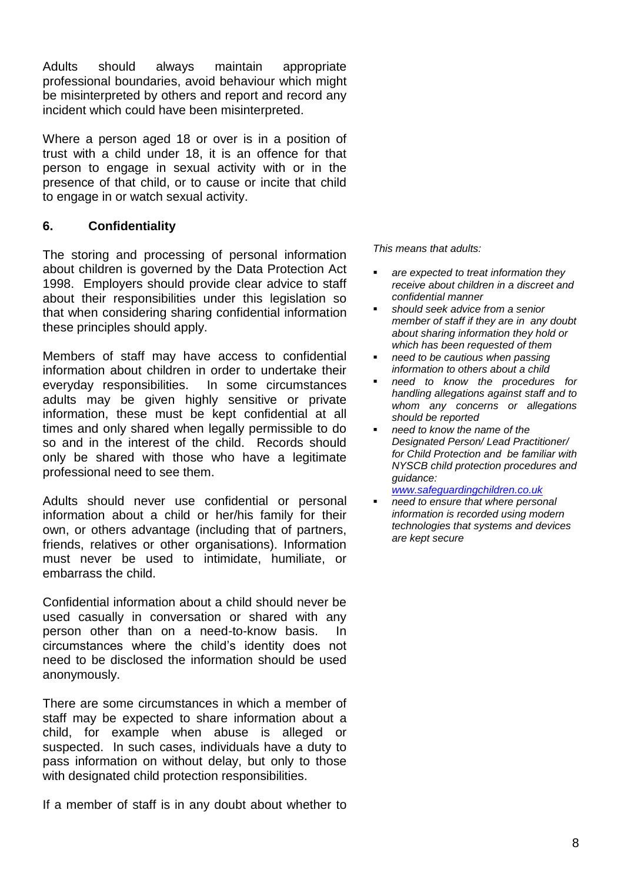Adults should always maintain appropriate professional boundaries, avoid behaviour which might be misinterpreted by others and report and record any incident which could have been misinterpreted.

Where a person aged 18 or over is in a position of trust with a child under 18, it is an offence for that person to engage in sexual activity with or in the presence of that child, or to cause or incite that child to engage in or watch sexual activity.

## 6. Confidentiality

The storing and processing of personal information about children is governed by the Data Protection Act 1998. Employers should provide clear advice to staff about their responsibilities under this legislation so that when considering sharing confidential information these principles should apply.

Members of staff may have access to confidential information about children in order to undertake their everyday responsibilities. In some circumstances adults may be given highly sensitive or private information, these must be kept confidential at all times and only shared when legally permissible to do so and in the interest of the child. Records should only be shared with those who have a legitimate professional need to see them.

Adults should never use confidential or personal information about a child or her/his family for their own, or others advantage (including that of partners, friends, relatives or other organisations). Information must never be used to intimidate, humiliate, or embarrass the child.

Confidential information about a child should never be used casually in conversation or shared with any person other than on a need-to-know basis. In circumstances where the child's identity does not need to be disclosed the information should be used anonymously.

There are some circumstances in which a member of staff may be expected to share information about a child, for example when abuse is alleged or suspected. In such cases, individuals have a duty to pass information on without delay, but only to those with designated child protection responsibilities.

If a member of staff is in any doubt about whether to

*This means that adults:*

- *are expected to treat information they receive about children in a discreet and confidential manner*
- *should seek advice from a senior member of staff if they are in any doubt about sharing information they hold or which has been requested of them*
- *need to be cautious when passing information to others about a child*
- *need to know the procedures for handling allegations against staff and to whom any concerns or allegations should be reported*
- *need to know the name of the Designated Person/ Lead Practitioner/ for Child Protection and be familiar with NYSCB child protection procedures and guidance: www.safeguardingchildren.co.uk*
- *need to ensure that where personal information is recorded using modern technologies that systems and devices are kept secure*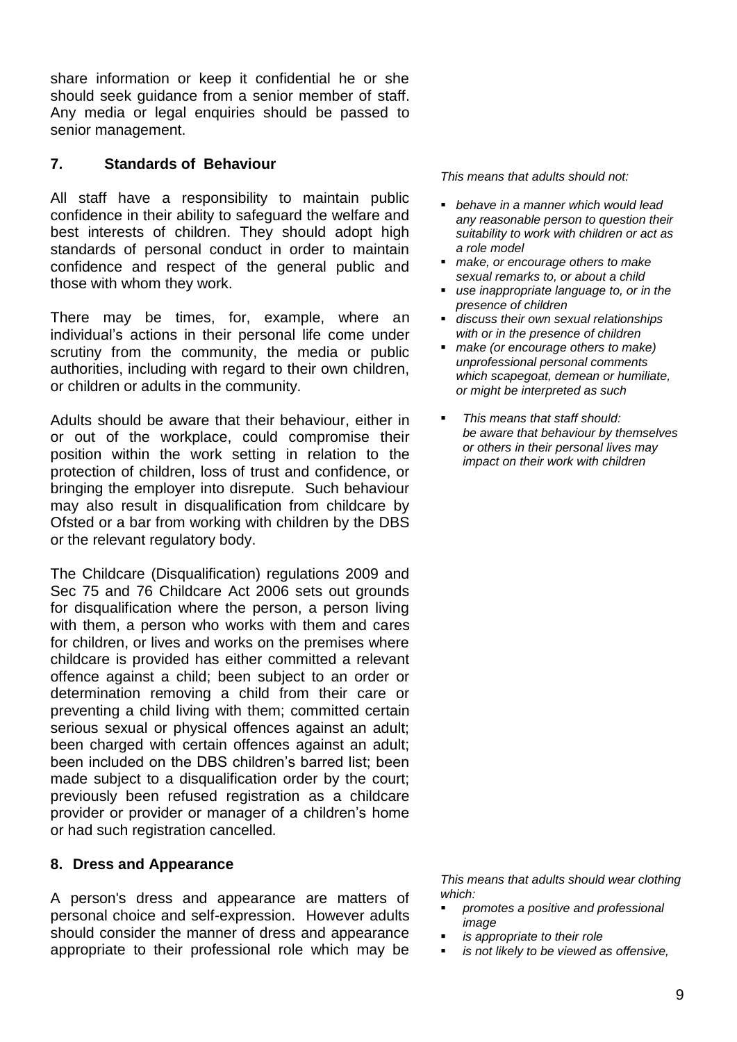share information or keep it confidential he or she should seek guidance from a senior member of staff. Any media or legal enquiries should be passed to senior management.

## 7. Standards of Behaviour

All staff have a responsibility to maintain public confidence in their ability to safeguard the welfare and best interests of children. They should adopt high standards of personal conduct in order to maintain confidence and respect of the general public and those with whom they work.

There may be times, for, example, where an individual's actions in their personal life come under scrutiny from the community, the media or public authorities, including with regard to their own children, or children or adults in the community.

Adults should be aware that their behaviour, either in or out of the workplace, could compromise their position within the work setting in relation to the protection of children, loss of trust and confidence, or bringing the employer into disrepute. Such behaviour may also result in disqualification from childcare by Ofsted or a bar from working with children by the DBS or the relevant regulatory body.

The Childcare (Disqualification) regulations 2009 and Sec 75 and 76 Childcare Act 2006 sets out grounds for disqualification where the person, a person living with them, a person who works with them and cares for children, or lives and works on the premises where childcare is provided has either committed a relevant offence against a child; been subject to an order or determination removing a child from their care or preventing a child living with them; committed certain serious sexual or physical offences against an adult; been charged with certain offences against an adult; been included on the DBS children's barred list; been made subject to a disqualification order by the court; previously been refused registration as a childcare provider or provider or manager of a children's home or had such registration cancelled*.*

*This means that adults should not:*

- *behave in a manner which would lead any reasonable person to question their suitability to work with children or act as a role model*
- *make, or encourage others to make sexual remarks to, or about a child*
- *use inappropriate language to, or in the presence of children*
- *discuss their own sexual relationships with or in the presence of children*
- *make (or encourage others to make) unprofessional personal comments which scapegoat, demean or humiliate, or might be interpreted as such*
- *This means that staff should: be aware that behaviour by themselves or others in their personal lives may impact on their work with children*

## 8. Dress and Appearance

A person's dress and appearance are matters of personal choice and self-expression. However adults should consider the manner of dress and appearance appropriate to their professional role which may be

*This means that adults should wear clothing which:*

- *promotes a positive and professional image*
- *is appropriate to their role*
- *is not likely to be viewed as offensive,*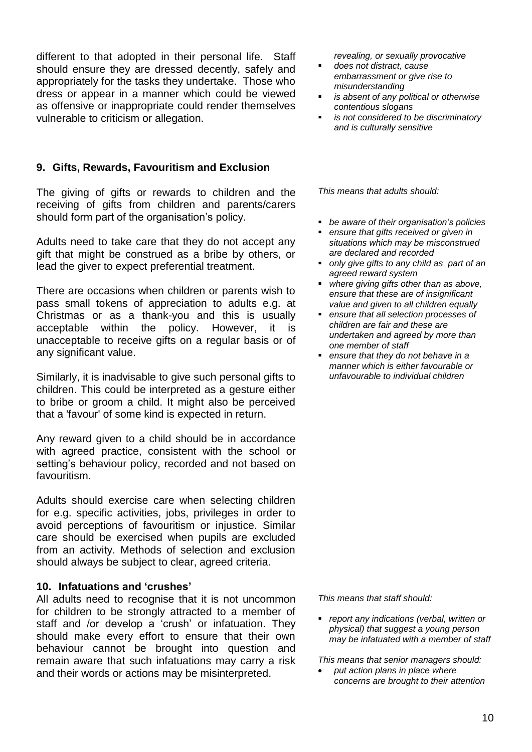different to that adopted in their personal life. Staff should ensure they are dressed decently, safely and appropriately for the tasks they undertake. Those who dress or appear in a manner which could be viewed as offensive or inappropriate could render themselves vulnerable to criticism or allegation.

*revealing, or sexually provocative*

- *does not distract, cause embarrassment or give rise to misunderstanding*
- *is absent of any political or otherwise contentious slogans*
- *is not considered to be discriminatory and is culturally sensitive*

## 9. Gifts, Rewards, Favouritism and Exclusion

The giving of gifts or rewards to children and the receiving of gifts from children and parents/carers should form part of the organisation's policy.

Adults need to take care that they do not accept any gift that might be construed as a bribe by others, or lead the giver to expect preferential treatment.

There are occasions when children or parents wish to pass small tokens of appreciation to adults e.g. at Christmas or as a thank-you and this is usually acceptable within the policy. However, it is unacceptable to receive gifts on a regular basis or of any significant value.

Similarly, it is inadvisable to give such personal gifts to children. This could be interpreted as a gesture either to bribe or groom a child. It might also be perceived that a 'favour' of some kind is expected in return.

Any reward given to a child should be in accordance with agreed practice, consistent with the school or setting's behaviour policy, recorded and not based on favouritism.

Adults should exercise care when selecting children for e.g. specific activities, jobs, privileges in order to avoid perceptions of favouritism or injustice. Similar care should be exercised when pupils are excluded from an activity. Methods of selection and exclusion should always be subject to clear, agreed criteria.

*This means that adults should:*

- *be aware of their organisation's policies*
- *ensure that gifts received or given in situations which may be misconstrued are declared and recorded*
- *only give gifts to any child as part of an agreed reward system*
- *where giving gifts other than as above, ensure that these are of insignificant value and given to all children equally*
- *ensure that all selection processes of children are fair and these are undertaken and agreed by more than one member of staff*
- *ensure that they do not behave in a manner which is either favourable or unfavourable to individual children*

## 10. Infatuations and 'crushes'

All adults need to recognise that it is not uncommon for children to be strongly attracted to a member of staff and /or develop a 'crush' or infatuation. They should make every effort to ensure that their own behaviour cannot be brought into question and remain aware that such infatuations may carry a risk and their words or actions may be misinterpreted.

*This means that staff should:*

- *report any indications (verbal, written or physical) that suggest a young person may be infatuated with a member of staff*

*This means that senior managers should:*

- *put action plans in place where concerns are brought to their attention*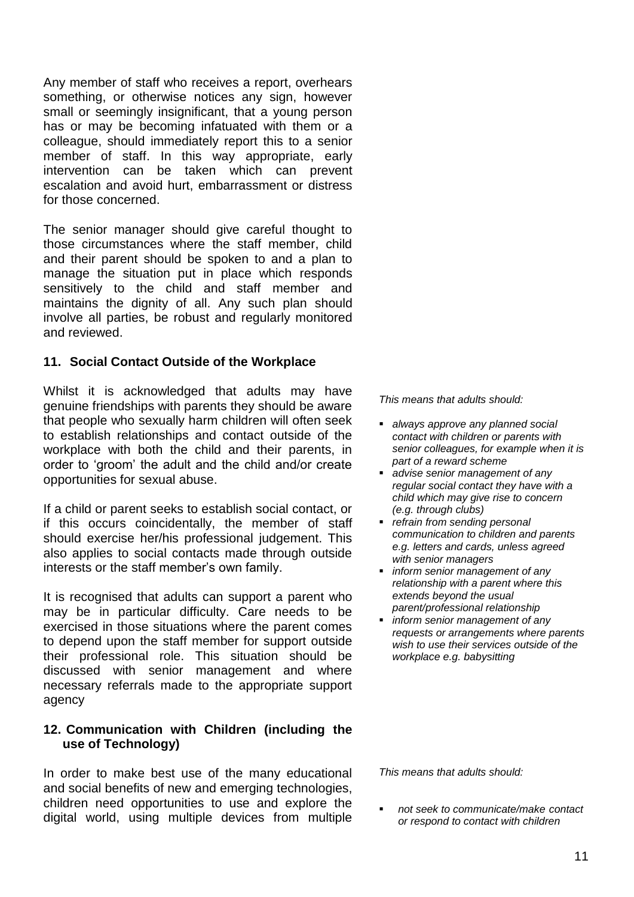Any member of staff who receives a report, overhears something, or otherwise notices any sign, however small or seemingly insignificant, that a young person has or may be becoming infatuated with them or a colleague, should immediately report this to a senior member of staff. In this way appropriate, early intervention can be taken which can prevent escalation and avoid hurt, embarrassment or distress for those concerned.

The senior manager should give careful thought to those circumstances where the staff member, child and their parent should be spoken to and a plan to manage the situation put in place which responds sensitively to the child and staff member and maintains the dignity of all. Any such plan should involve all parties, be robust and regularly monitored and reviewed.

### 11. Social Contact Outside of the Workplace

Whilst it is acknowledged that adults may have genuine friendships with parents they should be aware that people who sexually harm children will often seek to establish relationships and contact outside of the workplace with both the child and their parents, in order to 'groom' the adult and the child and/or create opportunities for sexual abuse.

If a child or parent seeks to establish social contact, or if this occurs coincidentally, the member of staff should exercise her/his professional judgement. This also applies to social contacts made through outside interests or the staff member's own family.

It is recognised that adults can support a parent who may be in particular difficulty. Care needs to be exercised in those situations where the parent comes to depend upon the staff member for support outside their professional role. This situation should be discussed with senior management and where necessary referrals made to the appropriate support agency

*This means that adults should:*

- *always approve any planned social contact with children or parents with senior colleagues, for example when it is part of a reward scheme*
- *advise senior management of any regular social contact they have with a child which may give rise to concern (e.g. through clubs)*
- *refrain from sending personal communication to children and parents e.g. letters and cards, unless agreed with senior managers*
- *inform senior management of any relationship with a parent where this extends beyond the usual parent/professional relationship*
- *inform senior management of any requests or arrangements where parents wish to use their services outside of the workplace e.g. babysitting*

### 12. Communication with Children (including the use of Technology)

In order to make best use of the many educational and social benefits of new and emerging technologies, children need opportunities to use and explore the digital world, using multiple devices from multiple

*This means that adults should:*

- *not seek to communicate/make contact or respond to contact with children*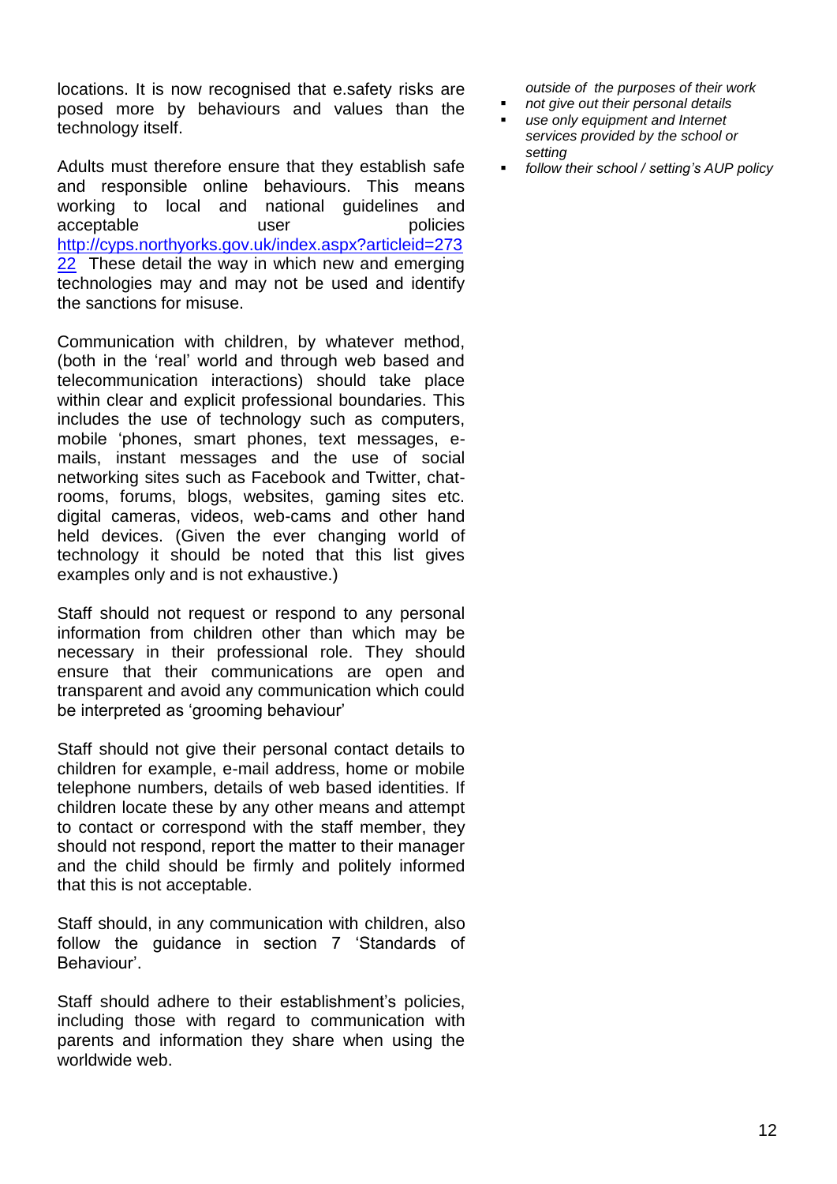locations. It is now recognised that e.safety risks are posed more by behaviours and values than the technology itself.

Adults must therefore ensure that they establish safe and responsible online behaviours. This means working to local and national guidelines and acceptable user policies http://cyps.northyorks.gov.uk/index.aspx?articleid=27322 These detail the way in which new and emerging technologies may and may not be used and identify the sanctions for misuse.

Communication with children, by whatever method, (both in the 'real' world and through web based and telecommunication interactions) should take place within clear and explicit professional boundaries. This includes the use of technology such as computers, mobile 'phones, smart phones, text messages, e-mails, instant messages and the use of social networking sites such as Facebook and Twitter, chat-rooms, forums, blogs, websites, gaming sites etc. digital cameras, videos, web-cams and other hand held devices. (Given the ever changing world of technology it should be noted that this list gives examples only and is not exhaustive.)

Staff should not request or respond to any personal information from children other than which may be necessary in their professional role. They should ensure that their communications are open and transparent and avoid any communication which could be interpreted as 'grooming behaviour'

Staff should not give their personal contact details to children for example, e-mail address, home or mobile telephone numbers, details of web based identities. If children locate these by any other means and attempt to contact or correspond with the staff member, they should not respond, report the matter to their manager and the child should be firmly and politely informed that this is not acceptable.

Staff should, in any communication with children, also follow the guidance in section 7 'Standards of Behaviour'.

Staff should adhere to their establishment's policies, including those with regard to communication with parents and information they share when using the worldwide web.

*outside of the purposes of their work*

- *not give out their personal details*
- *use only equipment and Internet services provided by the school or setting*
- *follow their school / setting's AUP policy*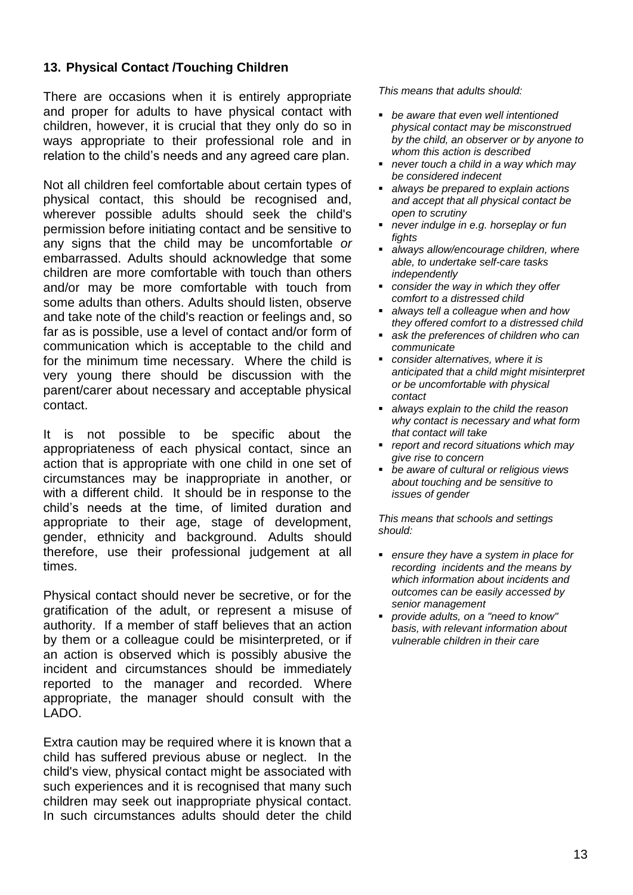## 13. Physical Contact /Touching Children

There are occasions when it is entirely appropriate and proper for adults to have physical contact with children, however, it is crucial that they only do so in ways appropriate to their professional role and in relation to the child's needs and any agreed care plan.

Not all children feel comfortable about certain types of physical contact, this should be recognised and, wherever possible adults should seek the child's permission before initiating contact and be sensitive to any signs that the child may be uncomfortable *or* embarrassed. Adults should acknowledge that some children are more comfortable with touch than others and/or may be more comfortable with touch from some adults than others. Adults should listen, observe and take note of the child's reaction or feelings and, so far as is possible, use a level of contact and/or form of communication which is acceptable to the child and for the minimum time necessary. Where the child is very young there should be discussion with the parent/carer about necessary and acceptable physical contact.

It is not possible to be specific about the appropriateness of each physical contact, since an action that is appropriate with one child in one set of circumstances may be inappropriate in another, or with a different child. It should be in response to the child's needs at the time, of limited duration and appropriate to their age, stage of development, gender, ethnicity and background. Adults should therefore, use their professional judgement at all times.

Physical contact should never be secretive, or for the gratification of the adult, or represent a misuse of authority. If a member of staff believes that an action by them or a colleague could be misinterpreted, or if an action is observed which is possibly abusive the incident and circumstances should be immediately reported to the manager and recorded. Where appropriate, the manager should consult with the LADO.

Extra caution may be required where it is known that a child has suffered previous abuse or neglect. In the child's view, physical contact might be associated with such experiences and it is recognised that many such children may seek out inappropriate physical contact. In such circumstances adults should deter the child

*This means that adults should:*

- *be aware that even well intentioned physical contact may be misconstrued by the child, an observer or by anyone to whom this action is described*
- *never touch a child in a way which may be considered indecent*
- *always be prepared to explain actions and accept that all physical contact be open to scrutiny*
- *never indulge in e.g. horseplay or fun fights*
- *always allow/encourage children, where able, to undertake self-care tasks independently*
- *consider the way in which they offer comfort to a distressed child*
- *always tell a colleague when and how they offered comfort to a distressed child*
- *ask the preferences of children who can communicate*
- *consider alternatives, where it is anticipated that a child might misinterpret or be uncomfortable with physical contact*
- *always explain to the child the reason why contact is necessary and what form that contact will take*
- *report and record situations which may give rise to concern*
- *be aware of cultural or religious views about touching and be sensitive to issues of gender*

*This means that schools and settings should:*

- *ensure they have a system in place for recording incidents and the means by which information about incidents and outcomes can be easily accessed by senior management*
- *provide adults, on a "need to know" basis, with relevant information about vulnerable children in their care*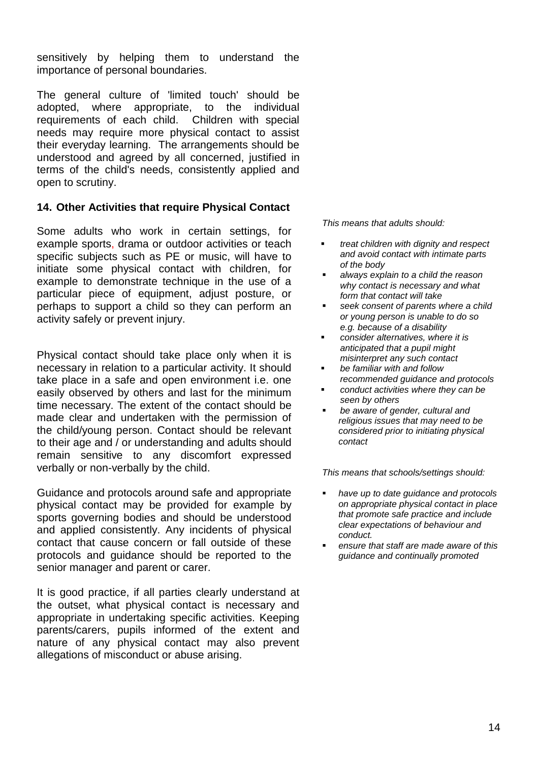sensitively by helping them to understand the importance of personal boundaries.

The general culture of 'limited touch' should be adopted, where appropriate, to the individual requirements of each child. Children with special needs may require more physical contact to assist their everyday learning. The arrangements should be understood and agreed by all concerned, justified in terms of the child's needs, consistently applied and open to scrutiny.

### 14. Other Activities that require Physical Contact

Some adults who work in certain settings, for example sports, drama or outdoor activities or teach specific subjects such as PE or music, will have to initiate some physical contact with children, for example to demonstrate technique in the use of a particular piece of equipment, adjust posture, or perhaps to support a child so they can perform an activity safely or prevent injury.

Physical contact should take place only when it is necessary in relation to a particular activity. It should take place in a safe and open environment i.e. one easily observed by others and last for the minimum time necessary. The extent of the contact should be made clear and undertaken with the permission of the child/young person. Contact should be relevant to their age and / or understanding and adults should remain sensitive to any discomfort expressed verbally or non-verbally by the child.

Guidance and protocols around safe and appropriate physical contact may be provided for example by sports governing bodies and should be understood and applied consistently. Any incidents of physical contact that cause concern or fall outside of these protocols and guidance should be reported to the senior manager and parent or carer.

It is good practice, if all parties clearly understand at the outset, what physical contact is necessary and appropriate in undertaking specific activities. Keeping parents/carers, pupils informed of the extent and nature of any physical contact may also prevent allegations of misconduct or abuse arising.

*This means that adults should:*

- *treat children with dignity and respect and avoid contact with intimate parts of the body*
- *always explain to a child the reason why contact is necessary and what form that contact will take*
- *seek consent of parents where a child or young person is unable to do so e.g. because of a disability*
- *consider alternatives, where it is anticipated that a pupil might misinterpret any such contact*
- *be familiar with and follow recommended guidance and protocols*
- *conduct activities where they can be seen by others*
- *be aware of gender, cultural and religious issues that may need to be considered prior to initiating physical contact*

*This means that schools/settings should:*

- *have up to date guidance and protocols on appropriate physical contact in place that promote safe practice and include clear expectations of behaviour and conduct.*
- *ensure that staff are made aware of this guidance and continually promoted*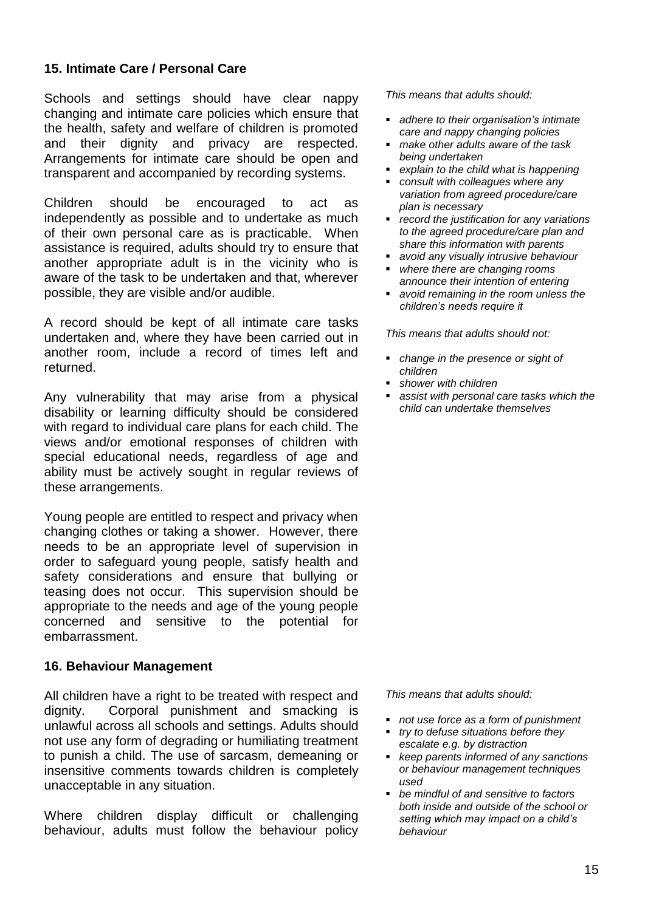## 15. Intimate Care / Personal Care

Schools and settings should have clear nappy changing and intimate care policies which ensure that the health, safety and welfare of children is promoted and their dignity and privacy are respected. Arrangements for intimate care should be open and transparent and accompanied by recording systems.

Children should be encouraged to act as independently as possible and to undertake as much of their own personal care as is practicable. When assistance is required, adults should try to ensure that another appropriate adult is in the vicinity who is aware of the task to be undertaken and that, wherever possible, they are visible and/or audible.

A record should be kept of all intimate care tasks undertaken and, where they have been carried out in another room, include a record of times left and returned.

Any vulnerability that may arise from a physical disability or learning difficulty should be considered with regard to individual care plans for each child. The views and/or emotional responses of children with special educational needs, regardless of age and ability must be actively sought in regular reviews of these arrangements.

Young people are entitled to respect and privacy when changing clothes or taking a shower. However, there needs to be an appropriate level of supervision in order to safeguard young people, satisfy health and safety considerations and ensure that bullying or teasing does not occur. This supervision should be appropriate to the needs and age of the young people concerned and sensitive to the potential for embarrassment.

*This means that adults should:*

- *adhere to their organisation's intimate care and nappy changing policies*
- *make other adults aware of the task being undertaken*
- *explain to the child what is happening*
- *consult with colleagues where any variation from agreed procedure/care plan is necessary*
- *record the justification for any variations to the agreed procedure/care plan and share this information with parents*
- *avoid any visually intrusive behaviour*
- *where there are changing rooms announce their intention of entering*
- *avoid remaining in the room unless the children's needs require it*

*This means that adults should not:*

- *change in the presence or sight of children*
- *shower with children*
- *assist with personal care tasks which the child can undertake themselves*

## 16. Behaviour Management

All children have a right to be treated with respect and dignity. Corporal punishment and smacking is unlawful across all schools and settings. Adults should not use any form of degrading or humiliating treatment to punish a child. The use of sarcasm, demeaning or insensitive comments towards children is completely unacceptable in any situation.

Where children display difficult or challenging behaviour, adults must follow the behaviour policy

*This means that adults should:*

- *not use force as a form of punishment*
- *try to defuse situations before they escalate e.g. by distraction*
- *keep parents informed of any sanctions or behaviour management techniques used*
- *be mindful of and sensitive to factors both inside and outside of the school or setting which may impact on a child's behaviour*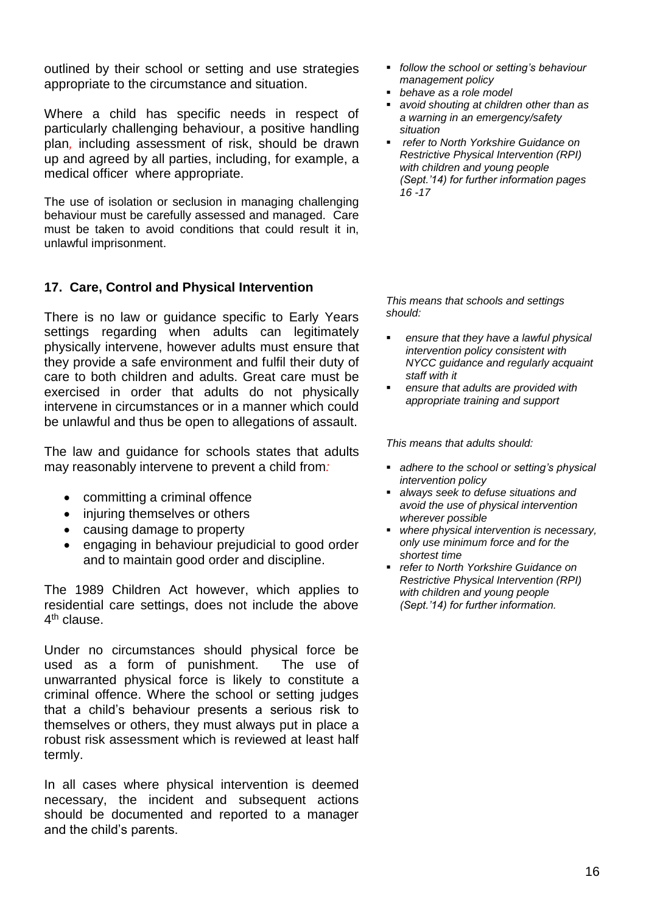outlined by their school or setting and use strategies appropriate to the circumstance and situation.

Where a child has specific needs in respect of particularly challenging behaviour, a positive handling plan, including assessment of risk, should be drawn up and agreed by all parties, including, for example, a medical officer where appropriate.

The use of isolation or seclusion in managing challenging behaviour must be carefully assessed and managed. Care must be taken to avoid conditions that could result it in, unlawful imprisonment.

- *follow the school or setting's behaviour management policy*
- *behave as a role model*
- *avoid shouting at children other than as a warning in an emergency/safety situation*
- *refer to North Yorkshire Guidance on Restrictive Physical Intervention (RPI) with children and young people (Sept.'14) for further information pages 16 -17*

### 17. Care, Control and Physical Intervention

There is no law or guidance specific to Early Years settings regarding when adults can legitimately physically intervene, however adults must ensure that they provide a safe environment and fulfil their duty of care to both children and adults. Great care must be exercised in order that adults do not physically intervene in circumstances or in a manner which could be unlawful and thus be open to allegations of assault.

The law and guidance for schools states that adults may reasonably intervene to prevent a child from:

- committing a criminal offence
- injuring themselves or others
- causing damage to property
- engaging in behaviour prejudicial to good order and to maintain good order and discipline.

The 1989 Children Act however, which applies to residential care settings, does not include the above 4th clause.

Under no circumstances should physical force be used as a form of punishment. The use of unwarranted physical force is likely to constitute a criminal offence. Where the school or setting judges that a child's behaviour presents a serious risk to themselves or others, they must always put in place a robust risk assessment which is reviewed at least half termly.

In all cases where physical intervention is deemed necessary, the incident and subsequent actions should be documented and reported to a manager and the child's parents.

*This means that schools and settings should:*

- *ensure that they have a lawful physical intervention policy consistent with NYCC guidance and regularly acquaint staff with it*
- *ensure that adults are provided with appropriate training and support*

*This means that adults should:*

- *adhere to the school or setting's physical intervention policy*
- *always seek to defuse situations and avoid the use of physical intervention wherever possible*
- *where physical intervention is necessary, only use minimum force and for the shortest time*
- *refer to North Yorkshire Guidance on Restrictive Physical Intervention (RPI) with children and young people (Sept.'14) for further information.*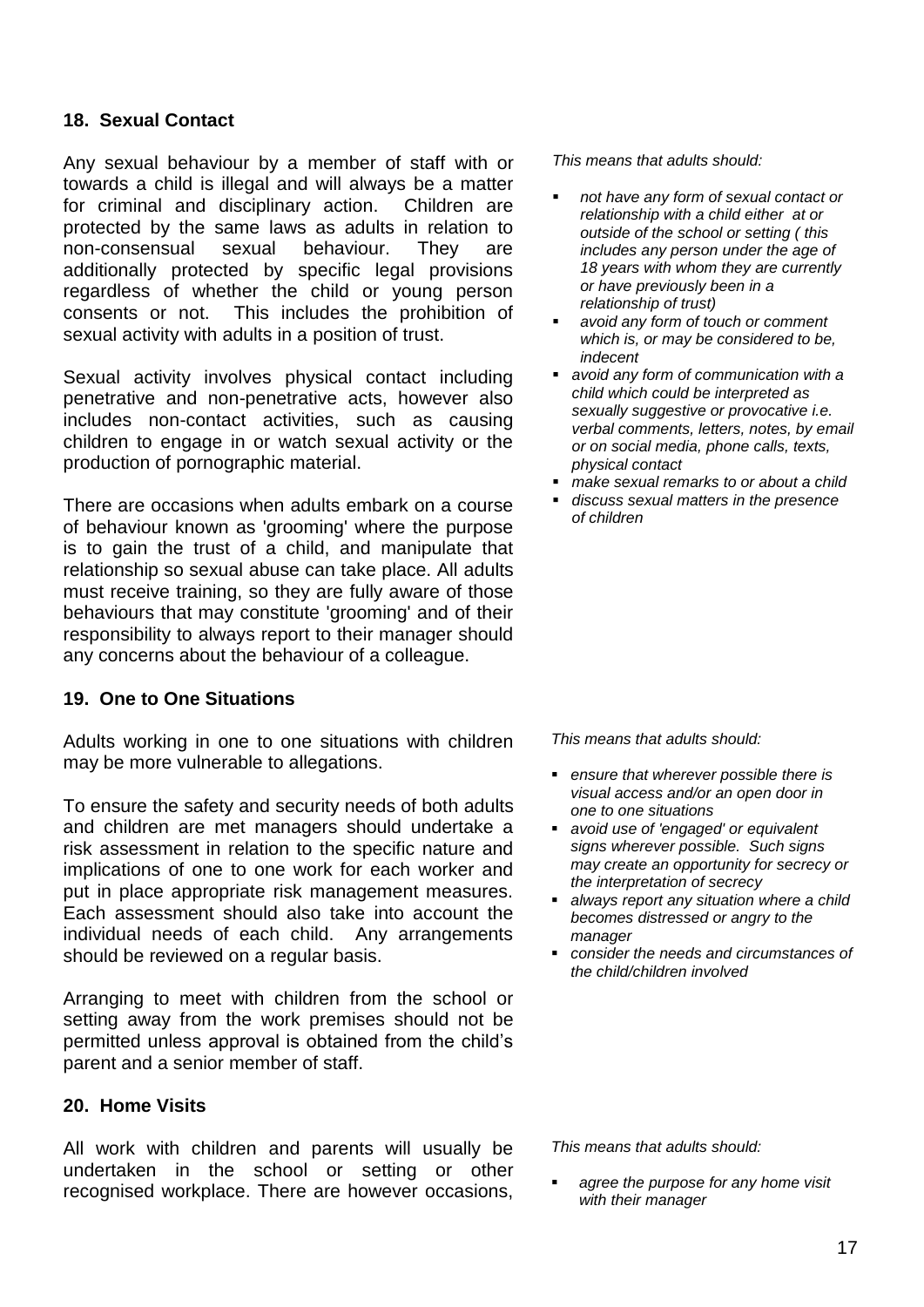## 18. Sexual Contact

Any sexual behaviour by a member of staff with or towards a child is illegal and will always be a matter for criminal and disciplinary action. Children are protected by the same laws as adults in relation to non-consensual sexual behaviour. They are additionally protected by specific legal provisions regardless of whether the child or young person consents or not. This includes the prohibition of sexual activity with adults in a position of trust.

Sexual activity involves physical contact including penetrative and non-penetrative acts, however also includes non-contact activities, such as causing children to engage in or watch sexual activity or the production of pornographic material.

There are occasions when adults embark on a course of behaviour known as 'grooming' where the purpose is to gain the trust of a child, and manipulate that relationship so sexual abuse can take place. All adults must receive training, so they are fully aware of those behaviours that may constitute 'grooming' and of their responsibility to always report to their manager should any concerns about the behaviour of a colleague.

*This means that adults should:*

- *not have any form of sexual contact or relationship with a child either at or outside of the school or setting ( this includes any person under the age of 18 years with whom they are currently or have previously been in a relationship of trust)*
- *avoid any form of touch or comment which is, or may be considered to be, indecent*
- *avoid any form of communication with a child which could be interpreted as sexually suggestive or provocative i.e. verbal comments, letters, notes, by email or on social media, phone calls, texts, physical contact*
- *make sexual remarks to or about a child*
- *discuss sexual matters in the presence of children*

## 19. One to One Situations

Adults working in one to one situations with children may be more vulnerable to allegations.

To ensure the safety and security needs of both adults and children are met managers should undertake a risk assessment in relation to the specific nature and implications of one to one work for each worker and put in place appropriate risk management measures. Each assessment should also take into account the individual needs of each child. Any arrangements should be reviewed on a regular basis.

Arranging to meet with children from the school or setting away from the work premises should not be permitted unless approval is obtained from the child's parent and a senior member of staff.

*This means that adults should:*

- *ensure that wherever possible there is visual access and/or an open door in one to one situations*
- *avoid use of 'engaged' or equivalent signs wherever possible. Such signs may create an opportunity for secrecy or the interpretation of secrecy*
- *always report any situation where a child becomes distressed or angry to the manager*
- *consider the needs and circumstances of the child/children involved*

## 20. Home Visits

All work with children and parents will usually be undertaken in the school or setting or other recognised workplace. There are however occasions,

*This means that adults should:*

- *agree the purpose for any home visit with their manager*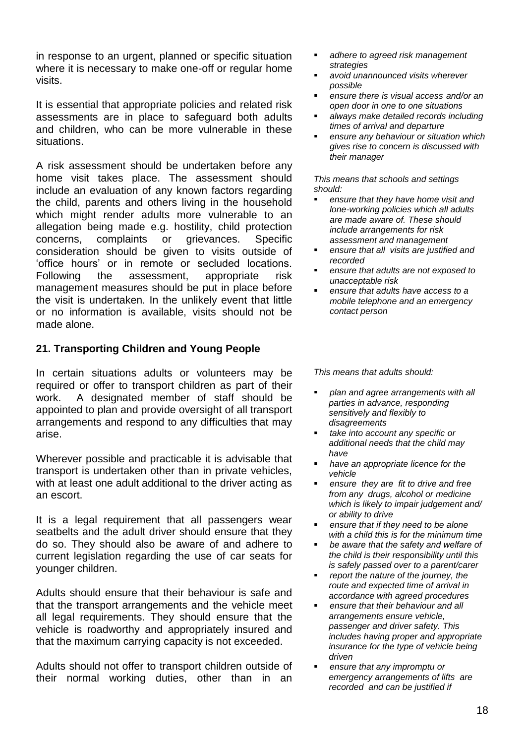in response to an urgent, planned or specific situation where it is necessary to make one-off or regular home visits.

It is essential that appropriate policies and related risk assessments are in place to safeguard both adults and children, who can be more vulnerable in these situations.

A risk assessment should be undertaken before any home visit takes place. The assessment should include an evaluation of any known factors regarding the child, parents and others living in the household which might render adults more vulnerable to an allegation being made e.g. hostility, child protection concerns, complaints or grievances. Specific consideration should be given to visits outside of 'office hours' or in remote or secluded locations. Following the assessment, appropriate risk management measures should be put in place before the visit is undertaken. In the unlikely event that little or no information is available, visits should not be made alone.

- *adhere to agreed risk management strategies*
- *avoid unannounced visits wherever possible*
- *ensure there is visual access and/or an open door in one to one situations*
- *always make detailed records including times of arrival and departure*
- *ensure any behaviour or situation which gives rise to concern is discussed with their manager*

*This means that schools and settings should:*

- *ensure that they have home visit and lone-working policies which all adults are made aware of. These should include arrangements for risk assessment and management*
- *ensure that all visits are justified and recorded*
- *ensure that adults are not exposed to unacceptable risk*
- *ensure that adults have access to a mobile telephone and an emergency contact person*

## 21. Transporting Children and Young People

In certain situations adults or volunteers may be required or offer to transport children as part of their work. A designated member of staff should be appointed to plan and provide oversight of all transport arrangements and respond to any difficulties that may arise.

Wherever possible and practicable it is advisable that transport is undertaken other than in private vehicles, with at least one adult additional to the driver acting as an escort.

It is a legal requirement that all passengers wear seatbelts and the adult driver should ensure that they do so. They should also be aware of and adhere to current legislation regarding the use of car seats for younger children.

Adults should ensure that their behaviour is safe and that the transport arrangements and the vehicle meet all legal requirements. They should ensure that the vehicle is roadworthy and appropriately insured and that the maximum carrying capacity is not exceeded.

Adults should not offer to transport children outside of their normal working duties, other than in an

*This means that adults should:*

- *plan and agree arrangements with all parties in advance, responding sensitively and flexibly to disagreements*
- *take into account any specific or additional needs that the child may have*
- *have an appropriate licence for the vehicle*
- *ensure they are fit to drive and free from any drugs, alcohol or medicine which is likely to impair judgement and/ or ability to drive*
- *ensure that if they need to be alone with a child this is for the minimum time*
- *be aware that the safety and welfare of the child is their responsibility until this is safely passed over to a parent/carer*
- *report the nature of the journey, the route and expected time of arrival in accordance with agreed procedures*
- *ensure that their behaviour and all arrangements ensure vehicle, passenger and driver safety. This includes having proper and appropriate insurance for the type of vehicle being driven*
- *ensure that any impromptu or emergency arrangements of lifts are recorded and can be justified if*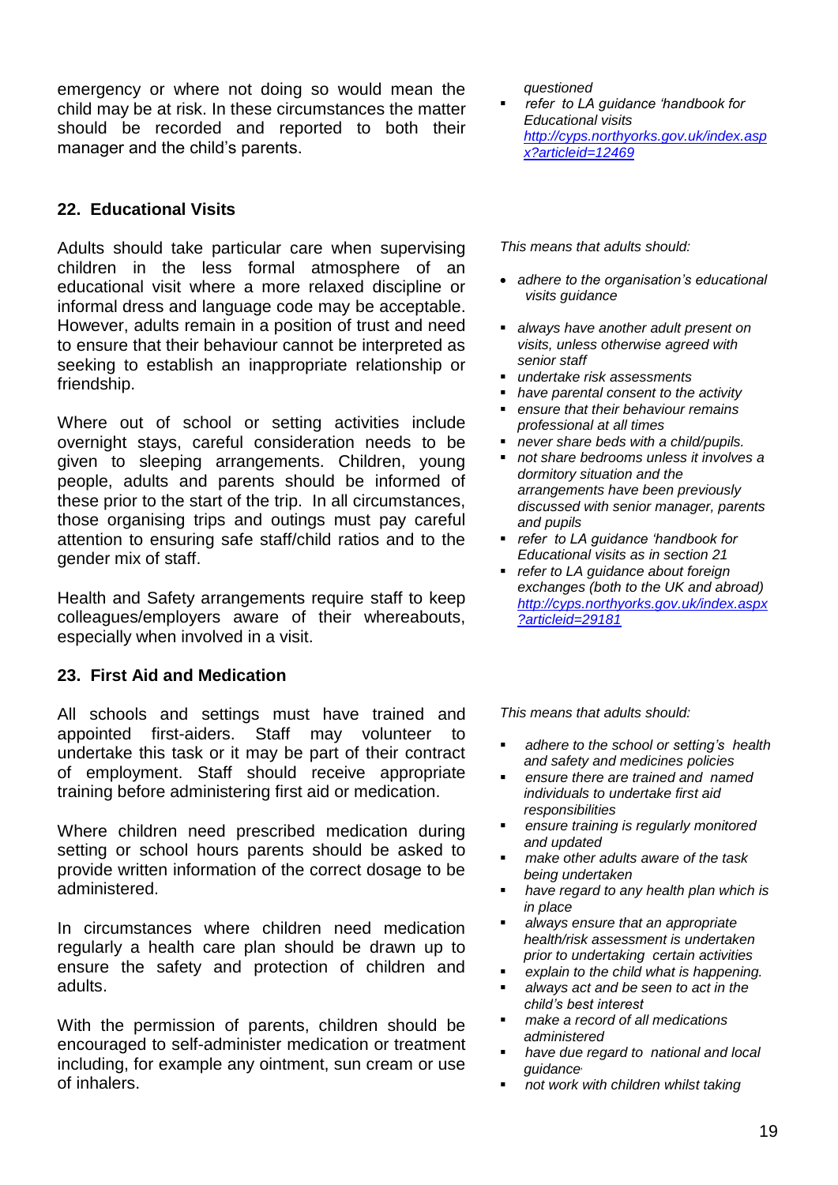emergency or where not doing so would mean the child may be at risk. In these circumstances the matter should be recorded and reported to both their manager and the child's parents.

*questioned*

- *refer to LA guidance 'handbook for Educational visits* *http://cyps.northyorks.gov.uk/index.aspx?articleid=12469*

## 22. Educational Visits

Adults should take particular care when supervising children in the less formal atmosphere of an educational visit where a more relaxed discipline or informal dress and language code may be acceptable. However, adults remain in a position of trust and need to ensure that their behaviour cannot be interpreted as seeking to establish an inappropriate relationship or friendship.

Where out of school or setting activities include overnight stays, careful consideration needs to be given to sleeping arrangements. Children, young people, adults and parents should be informed of these prior to the start of the trip. In all circumstances, those organising trips and outings must pay careful attention to ensuring safe staff/child ratios and to the gender mix of staff.

Health and Safety arrangements require staff to keep colleagues/employers aware of their whereabouts, especially when involved in a visit.

*This means that adults should:*

- *adhere to the organisation's educational visits guidance*
- *always have another adult present on visits, unless otherwise agreed with senior staff*
- *undertake risk assessments*
- *have parental consent to the activity*
- *ensure that their behaviour remains professional at all times*
- *never share beds with a child/pupils.*
- *not share bedrooms unless it involves a dormitory situation and the arrangements have been previously discussed with senior manager, parents and pupils*
- *refer to LA guidance 'handbook for Educational visits as in section 21*
- *refer to LA guidance about foreign exchanges (both to the UK and abroad)* *http://cyps.northyorks.gov.uk/index.aspx?articleid=29181*

## 23. First Aid and Medication

All schools and settings must have trained and appointed first-aiders. Staff may volunteer to undertake this task or it may be part of their contract of employment. Staff should receive appropriate training before administering first aid or medication.

Where children need prescribed medication during setting or school hours parents should be asked to provide written information of the correct dosage to be administered.

In circumstances where children need medication regularly a health care plan should be drawn up to ensure the safety and protection of children and adults.

With the permission of parents, children should be encouraged to self-administer medication or treatment including, for example any ointment, sun cream or use of inhalers.

*This means that adults should:*

- *adhere to the school or setting's health and safety and medicines policies*
- *ensure there are trained and named individuals to undertake first aid responsibilities*
- *ensure training is regularly monitored and updated*
- *make other adults aware of the task being undertaken*
- *have regard to any health plan which is in place*
- *always ensure that an appropriate health/risk assessment is undertaken prior to undertaking certain activities*
- *explain to the child what is happening.*
- *always act and be seen to act in the child's best interest*
- *make a record of all medications administered*
- *have due regard to national and local guidance*
- *not work with children whilst taking*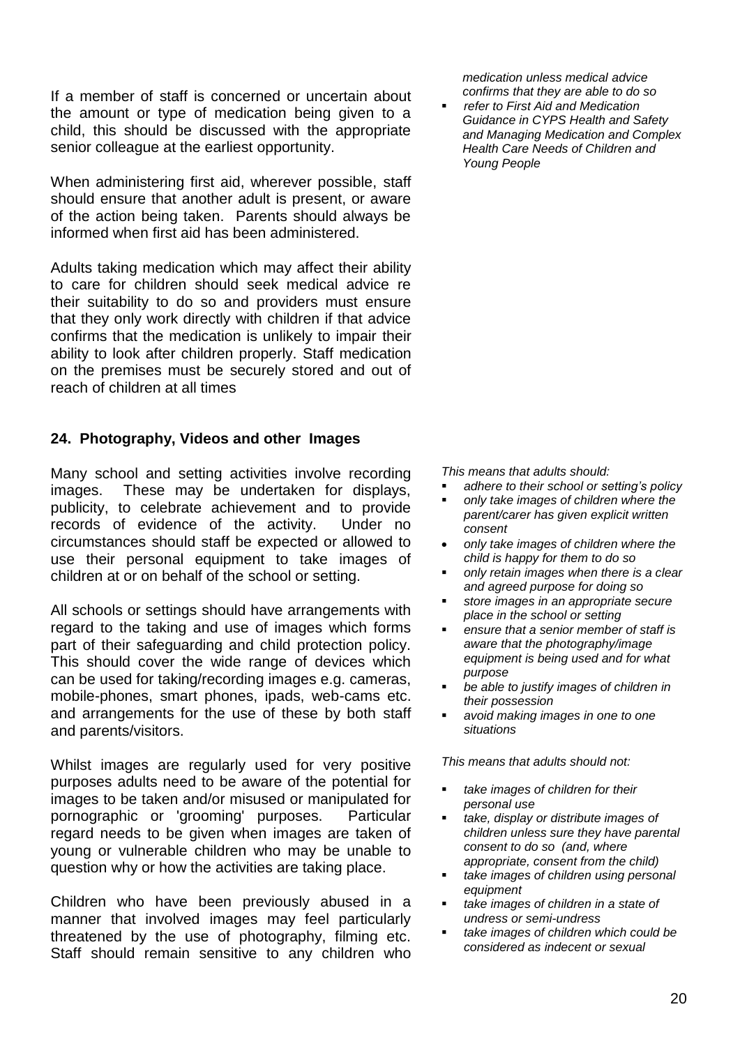If a member of staff is concerned or uncertain about the amount or type of medication being given to a child, this should be discussed with the appropriate senior colleague at the earliest opportunity.

When administering first aid, wherever possible, staff should ensure that another adult is present, or aware of the action being taken. Parents should always be informed when first aid has been administered.

Adults taking medication which may affect their ability to care for children should seek medical advice re their suitability to do so and providers must ensure that they only work directly with children if that advice confirms that the medication is unlikely to impair their ability to look after children properly. Staff medication on the premises must be securely stored and out of reach of children at all times

*medication unless medical advice confirms that they are able to do so*

- *refer to First Aid and Medication Guidance in CYPS Health and Safety and Managing Medication and Complex Health Care Needs of Children and Young People*

## 24. Photography, Videos and other Images

Many school and setting activities involve recording images. These may be undertaken for displays, publicity, to celebrate achievement and to provide records of evidence of the activity. Under no circumstances should staff be expected or allowed to use their personal equipment to take images of children at or on behalf of the school or setting.

All schools or settings should have arrangements with regard to the taking and use of images which forms part of their safeguarding and child protection policy. This should cover the wide range of devices which can be used for taking/recording images e.g. cameras, mobile-phones, smart phones, ipads, web-cams etc. and arrangements for the use of these by both staff and parents/visitors.

Whilst images are regularly used for very positive purposes adults need to be aware of the potential for images to be taken and/or misused or manipulated for pornographic or 'grooming' purposes. Particular regard needs to be given when images are taken of young or vulnerable children who may be unable to question why or how the activities are taking place.

Children who have been previously abused in a manner that involved images may feel particularly threatened by the use of photography, filming etc. Staff should remain sensitive to any children who

*This means that adults should:*

- *adhere to their school or setting's policy*
- *only take images of children where the parent/carer has given explicit written consent*
- *only take images of children where the child is happy for them to do so*
- *only retain images when there is a clear and agreed purpose for doing so*
- *store images in an appropriate secure place in the school or setting*
- *ensure that a senior member of staff is aware that the photography/image equipment is being used and for what purpose*
- *be able to justify images of children in their possession*
- *avoid making images in one to one situations*

*This means that adults should not:*

- *take images of children for their personal use*
- *take, display or distribute images of children unless sure they have parental consent to do so (and, where appropriate, consent from the child)*
- *take images of children using personal equipment*
- *take images of children in a state of undress or semi-undress*
- *take images of children which could be considered as indecent or sexual*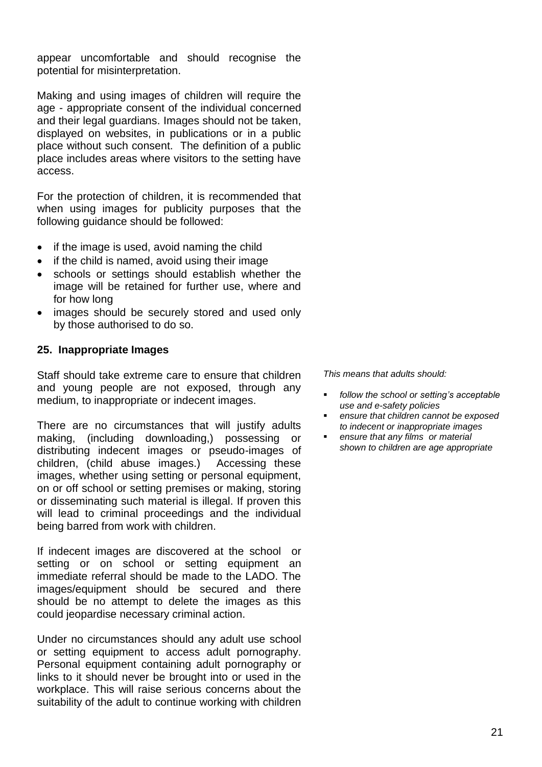appear uncomfortable and should recognise the potential for misinterpretation.

Making and using images of children will require the age - appropriate consent of the individual concerned and their legal guardians. Images should not be taken, displayed on websites, in publications or in a public place without such consent. The definition of a public place includes areas where visitors to the setting have access.

For the protection of children, it is recommended that when using images for publicity purposes that the following guidance should be followed:

- if the image is used, avoid naming the child
- if the child is named, avoid using their image
- schools or settings should establish whether the image will be retained for further use, where and for how long
- images should be securely stored and used only by those authorised to do so.

## 25. Inappropriate Images

Staff should take extreme care to ensure that children and young people are not exposed, through any medium, to inappropriate or indecent images.

There are no circumstances that will justify adults making, (including downloading,) possessing or distributing indecent images or pseudo-images of children, (child abuse images.) Accessing these images, whether using setting or personal equipment, on or off school or setting premises or making, storing or disseminating such material is illegal. If proven this will lead to criminal proceedings and the individual being barred from work with children.

If indecent images are discovered at the school or setting or on school or setting equipment an immediate referral should be made to the LADO. The images/equipment should be secured and there should be no attempt to delete the images as this could jeopardise necessary criminal action.

Under no circumstances should any adult use school or setting equipment to access adult pornography. Personal equipment containing adult pornography or links to it should never be brought into or used in the workplace. This will raise serious concerns about the suitability of the adult to continue working with children

*This means that adults should:*

- *follow the school or setting's acceptable use and e-safety policies*
- *ensure that children cannot be exposed to indecent or inappropriate images*
- *ensure that any films or material shown to children are age appropriate*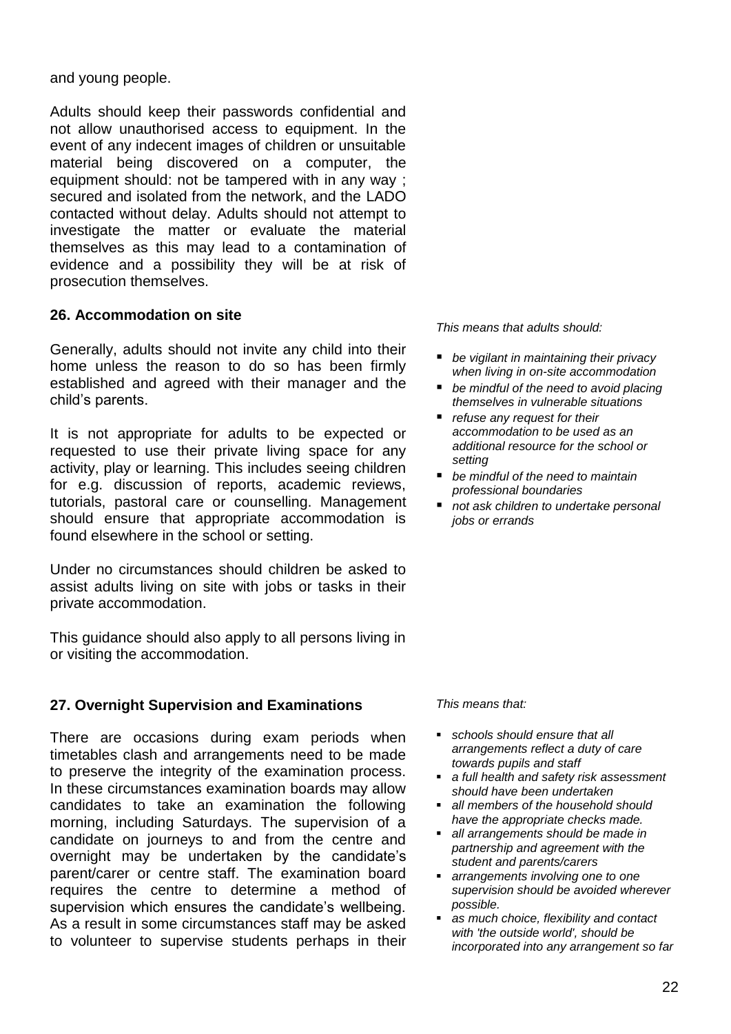and young people.

Adults should keep their passwords confidential and not allow unauthorised access to equipment. In the event of any indecent images of children or unsuitable material being discovered on a computer, the equipment should: not be tampered with in any way ; secured and isolated from the network, and the LADO contacted without delay. Adults should not attempt to investigate the matter or evaluate the material themselves as this may lead to a contamination of evidence and a possibility they will be at risk of prosecution themselves.

### 26. Accommodation on site

Generally, adults should not invite any child into their home unless the reason to do so has been firmly established and agreed with their manager and the child's parents.

It is not appropriate for adults to be expected or requested to use their private living space for any activity, play or learning. This includes seeing children for e.g. discussion of reports, academic reviews, tutorials, pastoral care or counselling. Management should ensure that appropriate accommodation is found elsewhere in the school or setting.

Under no circumstances should children be asked to assist adults living on site with jobs or tasks in their private accommodation.

This guidance should also apply to all persons living in or visiting the accommodation.

*This means that adults should:*

- *be vigilant in maintaining their privacy when living in on-site accommodation*
- *be mindful of the need to avoid placing themselves in vulnerable situations*
- *refuse any request for their accommodation to be used as an additional resource for the school or setting*
- *be mindful of the need to maintain professional boundaries*
- *not ask children to undertake personal jobs or errands*

### 27. Overnight Supervision and Examinations

There are occasions during exam periods when timetables clash and arrangements need to be made to preserve the integrity of the examination process. In these circumstances examination boards may allow candidates to take an examination the following morning, including Saturdays. The supervision of a candidate on journeys to and from the centre and overnight may be undertaken by the candidate's parent/carer or centre staff. The examination board requires the centre to determine a method of supervision which ensures the candidate's wellbeing. As a result in some circumstances staff may be asked to volunteer to supervise students perhaps in their

*This means that:*

- *schools should ensure that all arrangements reflect a duty of care towards pupils and staff*
- *a full health and safety risk assessment should have been undertaken*
- *all members of the household should have the appropriate checks made.*
- *all arrangements should be made in partnership and agreement with the student and parents/carers*
- *arrangements involving one to one supervision should be avoided wherever possible.*
- *as much choice, flexibility and contact with 'the outside world', should be incorporated into any arrangement so far*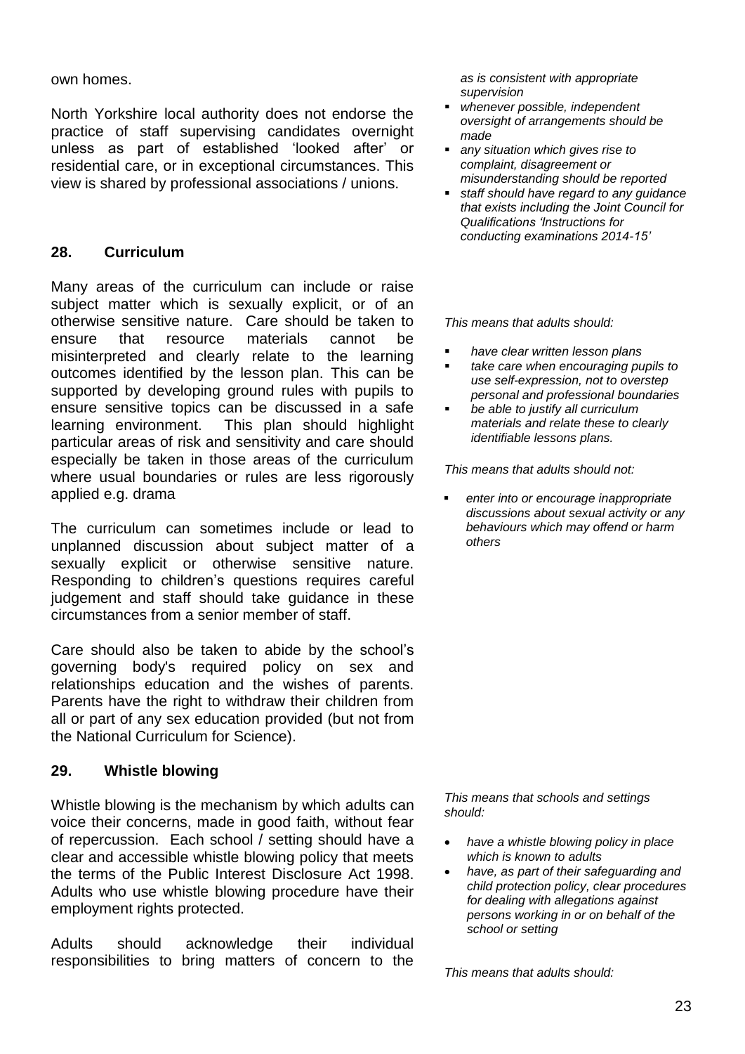own homes.

North Yorkshire local authority does not endorse the practice of staff supervising candidates overnight unless as part of established 'looked after' or residential care, or in exceptional circumstances. This view is shared by professional associations / unions.

*as is consistent with appropriate supervision*

- *whenever possible, independent oversight of arrangements should be made*
- *any situation which gives rise to complaint, disagreement or misunderstanding should be reported*
- *staff should have regard to any guidance that exists including the Joint Council for Qualifications 'Instructions for conducting examinations 2014-15'*

## 28. Curriculum

Many areas of the curriculum can include or raise subject matter which is sexually explicit, or of an otherwise sensitive nature. Care should be taken to ensure that resource materials cannot be misinterpreted and clearly relate to the learning outcomes identified by the lesson plan. This can be supported by developing ground rules with pupils to ensure sensitive topics can be discussed in a safe learning environment. This plan should highlight particular areas of risk and sensitivity and care should especially be taken in those areas of the curriculum where usual boundaries or rules are less rigorously applied e.g. drama

The curriculum can sometimes include or lead to unplanned discussion about subject matter of a sexually explicit or otherwise sensitive nature. Responding to children's questions requires careful judgement and staff should take guidance in these circumstances from a senior member of staff.

Care should also be taken to abide by the school's governing body's required policy on sex and relationships education and the wishes of parents. Parents have the right to withdraw their children from all or part of any sex education provided (but not from the National Curriculum for Science).

*This means that adults should:*

- *have clear written lesson plans*
- *take care when encouraging pupils to use self-expression, not to overstep personal and professional boundaries*
- *be able to justify all curriculum materials and relate these to clearly identifiable lessons plans.*

*This means that adults should not:*

- *enter into or encourage inappropriate discussions about sexual activity or any behaviours which may offend or harm others*

## 29. Whistle blowing

Whistle blowing is the mechanism by which adults can voice their concerns, made in good faith, without fear of repercussion. Each school / setting should have a clear and accessible whistle blowing policy that meets the terms of the Public Interest Disclosure Act 1998. Adults who use whistle blowing procedure have their employment rights protected.

Adults should acknowledge their individual responsibilities to bring matters of concern to the

*This means that schools and settings should:*

- *have a whistle blowing policy in place which is known to adults*
- *have, as part of their safeguarding and child protection policy, clear procedures for dealing with allegations against persons working in or on behalf of the school or setting*

*This means that adults should:*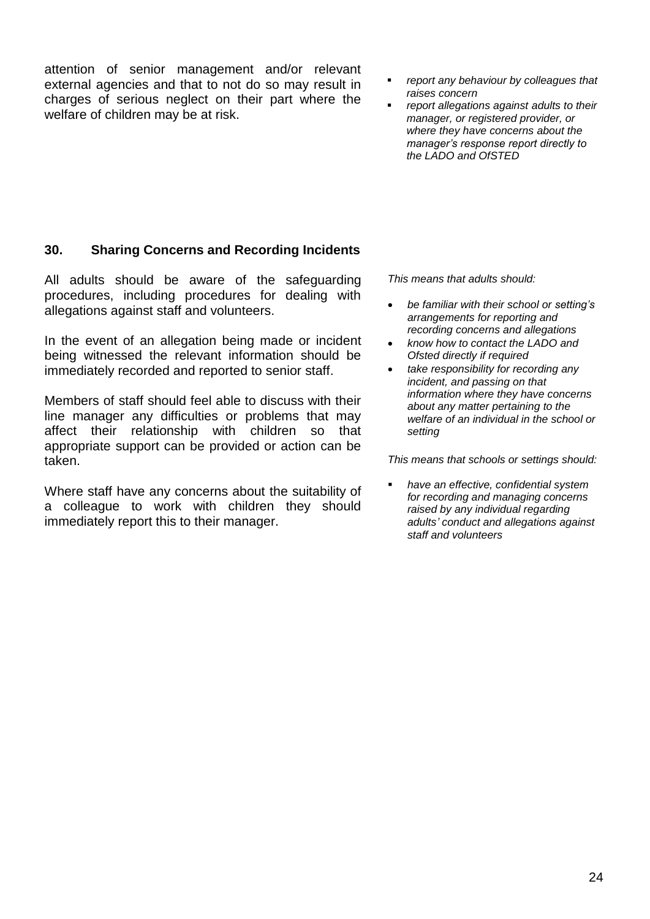attention of senior management and/or relevant external agencies and that to not do so may result in charges of serious neglect on their part where the welfare of children may be at risk.

- *report any behaviour by colleagues that raises concern*
- *report allegations against adults to their manager, or registered provider, or where they have concerns about the manager's response report directly to the LADO and OfSTED*

### 30. Sharing Concerns and Recording Incidents

All adults should be aware of the safeguarding procedures, including procedures for dealing with allegations against staff and volunteers.

In the event of an allegation being made or incident being witnessed the relevant information should be immediately recorded and reported to senior staff.

Members of staff should feel able to discuss with their line manager any difficulties or problems that may affect their relationship with children so that appropriate support can be provided or action can be taken.

Where staff have any concerns about the suitability of a colleague to work with children they should immediately report this to their manager.

*This means that adults should:*

- *be familiar with their school or setting's arrangements for reporting and recording concerns and allegations*
- *know how to contact the LADO and Ofsted directly if required*
- *take responsibility for recording any incident, and passing on that information where they have concerns about any matter pertaining to the welfare of an individual in the school or setting*

*This means that schools or settings should:*

- *have an effective, confidential system for recording and managing concerns raised by any individual regarding adults' conduct and allegations against staff and volunteers*